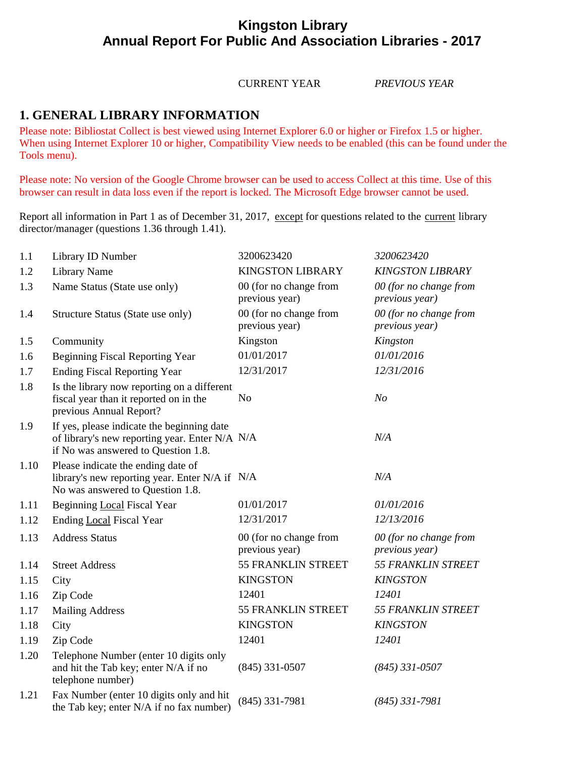# Kingston Library
# Annual Report For Public And Association Libraries - 2017

## 1. GENERAL LIBRARY INFORMATION

Please note: Bibliostat Collect is best viewed using Internet Explorer 6.0 or higher or Firefox 1.5 or higher. When using Internet Explorer 10 or higher, Compatibility View needs to be enabled (this can be found under the Tools menu).

Please note: No version of the Google Chrome browser can be used to access Collect at this time. Use of this browser can result in data loss even if the report is locked. The Microsoft Edge browser cannot be used.

Report all information in Part 1 as of December 31, 2017, except for questions related to the current library director/manager (questions 1.36 through 1.41).

| | | CURRENT YEAR | *PREVIOUS YEAR* |
|---|---|---|---|
| 1.1 | Library ID Number | 3200623420 | *3200623420* |
| 1.2 | Library Name | KINGSTON LIBRARY | *KINGSTON LIBRARY* |
| 1.3 | Name Status (State use only) | 00 (for no change from previous year) | *00 (for no change from previous year)* |
| 1.4 | Structure Status (State use only) | 00 (for no change from previous year) | *00 (for no change from previous year)* |
| 1.5 | Community | Kingston | *Kingston* |
| 1.6 | Beginning Fiscal Reporting Year | 01/01/2017 | *01/01/2016* |
| 1.7 | Ending Fiscal Reporting Year | 12/31/2017 | *12/31/2016* |
| 1.8 | Is the library now reporting on a different fiscal year than it reported on in the previous Annual Report? | No | *No* |
| 1.9 | If yes, please indicate the beginning date of library's new reporting year. Enter N/A if No was answered to Question 1.8. | N/A | *N/A* |
| 1.10 | Please indicate the ending date of library's new reporting year. Enter N/A if No was answered to Question 1.8. | N/A | *N/A* |
| 1.11 | Beginning Local Fiscal Year | 01/01/2017 | *01/01/2016* |
| 1.12 | Ending Local Fiscal Year | 12/31/2017 | *12/13/2016* |
| 1.13 | Address Status | 00 (for no change from previous year) | *00 (for no change from previous year)* |
| 1.14 | Street Address | 55 FRANKLIN STREET | *55 FRANKLIN STREET* |
| 1.15 | City | KINGSTON | *KINGSTON* |
| 1.16 | Zip Code | 12401 | *12401* |
| 1.17 | Mailing Address | 55 FRANKLIN STREET | *55 FRANKLIN STREET* |
| 1.18 | City | KINGSTON | *KINGSTON* |
| 1.19 | Zip Code | 12401 | *12401* |
| 1.20 | Telephone Number (enter 10 digits only and hit the Tab key; enter N/A if no telephone number) | (845) 331-0507 | *(845) 331-0507* |
| 1.21 | Fax Number (enter 10 digits only and hit the Tab key; enter N/A if no fax number) | (845) 331-7981 | *(845) 331-7981* |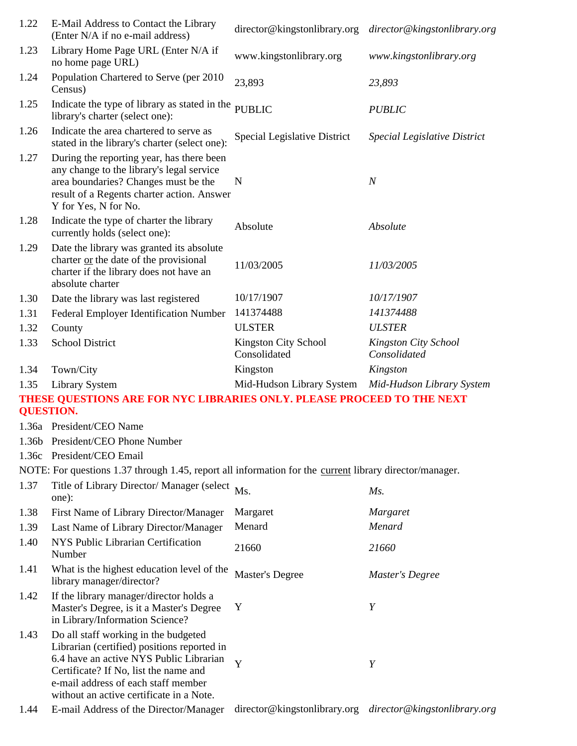| | | | |
|---|---|---|---|
| 1.22 | E-Mail Address to Contact the Library (Enter N/A if no e-mail address) | director@kingstonlibrary.org | *director@kingstonlibrary.org* |
| 1.23 | Library Home Page URL (Enter N/A if no home page URL) | www.kingstonlibrary.org | *www.kingstonlibrary.org* |
| 1.24 | Population Chartered to Serve (per 2010 Census) | 23,893 | *23,893* |
| 1.25 | Indicate the type of library as stated in the library's charter (select one): | PUBLIC | *PUBLIC* |
| 1.26 | Indicate the area chartered to serve as stated in the library's charter (select one): | Special Legislative District | *Special Legislative District* |
| 1.27 | During the reporting year, has there been any change to the library's legal service area boundaries? Changes must be the result of a Regents charter action. Answer Y for Yes, N for No. | N | *N* |
| 1.28 | Indicate the type of charter the library currently holds (select one): | Absolute | *Absolute* |
| 1.29 | Date the library was granted its absolute charter or the date of the provisional charter if the library does not have an absolute charter | 11/03/2005 | *11/03/2005* |
| 1.30 | Date the library was last registered | 10/17/1907 | *10/17/1907* |
| 1.31 | Federal Employer Identification Number | 141374488 | *141374488* |
| 1.32 | County | ULSTER | *ULSTER* |
| 1.33 | School District | Kingston City School Consolidated | *Kingston City School Consolidated* |
| 1.34 | Town/City | Kingston | *Kingston* |
| 1.35 | Library System | Mid-Hudson Library System | *Mid-Hudson Library System* |

**THESE QUESTIONS ARE FOR NYC LIBRARIES ONLY. PLEASE PROCEED TO THE NEXT QUESTION.**

| | | | |
|---|---|---|---|
| 1.36a | President/CEO Name | | |
| 1.36b | President/CEO Phone Number | | |
| 1.36c | President/CEO Email | | |

NOTE: For questions 1.37 through 1.45, report all information for the current library director/manager.

| | | | |
|---|---|---|---|
| 1.37 | Title of Library Director/ Manager (select one): | Ms. | *Ms.* |
| 1.38 | First Name of Library Director/Manager | Margaret | *Margaret* |
| 1.39 | Last Name of Library Director/Manager | Menard | *Menard* |
| 1.40 | NYS Public Librarian Certification Number | 21660 | *21660* |
| 1.41 | What is the highest education level of the library manager/director? | Master's Degree | *Master's Degree* |
| 1.42 | If the library manager/director holds a Master's Degree, is it a Master's Degree in Library/Information Science? | Y | *Y* |
| 1.43 | Do all staff working in the budgeted Librarian (certified) positions reported in 6.4 have an active NYS Public Librarian Certificate? If No, list the name and e-mail address of each staff member without an active certificate in a Note. | Y | *Y* |
| 1.44 | E-mail Address of the Director/Manager | director@kingstonlibrary.org | *director@kingstonlibrary.org* |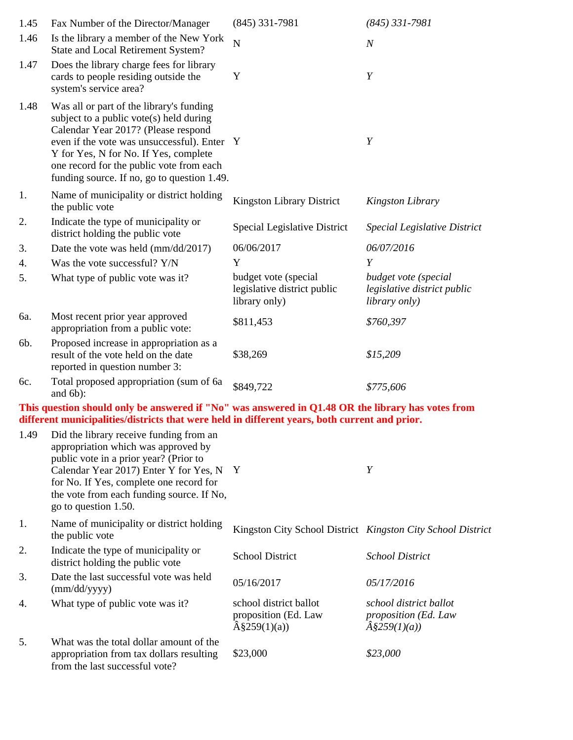| | | | |
|---|---|---|---|
| 1.45 | Fax Number of the Director/Manager | (845) 331-7981 | *(845) 331-7981* |
| 1.46 | Is the library a member of the New York State and Local Retirement System? | N | *N* |
| 1.47 | Does the library charge fees for library cards to people residing outside the system's service area? | Y | *Y* |
| 1.48 | Was all or part of the library's funding subject to a public vote(s) held during Calendar Year 2017? (Please respond even if the vote was unsuccessful). Enter Y for Yes, N for No. If Yes, complete one record for the public vote from each funding source. If no, go to question 1.49. | Y | *Y* |
| 1. | Name of municipality or district holding the public vote | Kingston Library District | *Kingston Library* |
| 2. | Indicate the type of municipality or district holding the public vote | Special Legislative District | *Special Legislative District* |
| 3. | Date the vote was held (mm/dd/2017) | 06/06/2017 | *06/07/2016* |
| 4. | Was the vote successful? Y/N | Y | *Y* |
| 5. | What type of public vote was it? | budget vote (special legislative district public library only) | *budget vote (special legislative district public library only)* |
| 6a. | Most recent prior year approved appropriation from a public vote: | $811,453 | *$760,397* |
| 6b. | Proposed increase in appropriation as a result of the vote held on the date reported in question number 3: | $38,269 | *$15,209* |
| 6c. | Total proposed appropriation (sum of 6a and 6b): | $849,722 | *$775,606* |

**This question should only be answered if "No" was answered in Q1.48 OR the library has votes from different municipalities/districts that were held in different years, both current and prior.**

| | | | |
|---|---|---|---|
| 1.49 | Did the library receive funding from an appropriation which was approved by public vote in a prior year? (Prior to Calendar Year 2017) Enter Y for Yes, N for No. If Yes, complete one record for the vote from each funding source. If No, go to question 1.50. | Y | *Y* |
| 1. | Name of municipality or district holding the public vote | Kingston City School District | *Kingston City School District* |
| 2. | Indicate the type of municipality or district holding the public vote | School District | *School District* |
| 3. | Date the last successful vote was held (mm/dd/yyyy) | 05/16/2017 | *05/17/2016* |
| 4. | What type of public vote was it? | school district ballot proposition (Ed. Law Â§259(1)(a)) | *school district ballot proposition (Ed. Law Â§259(1)(a))* |
| 5. | What was the total dollar amount of the appropriation from tax dollars resulting from the last successful vote? | $23,000 | *$23,000* |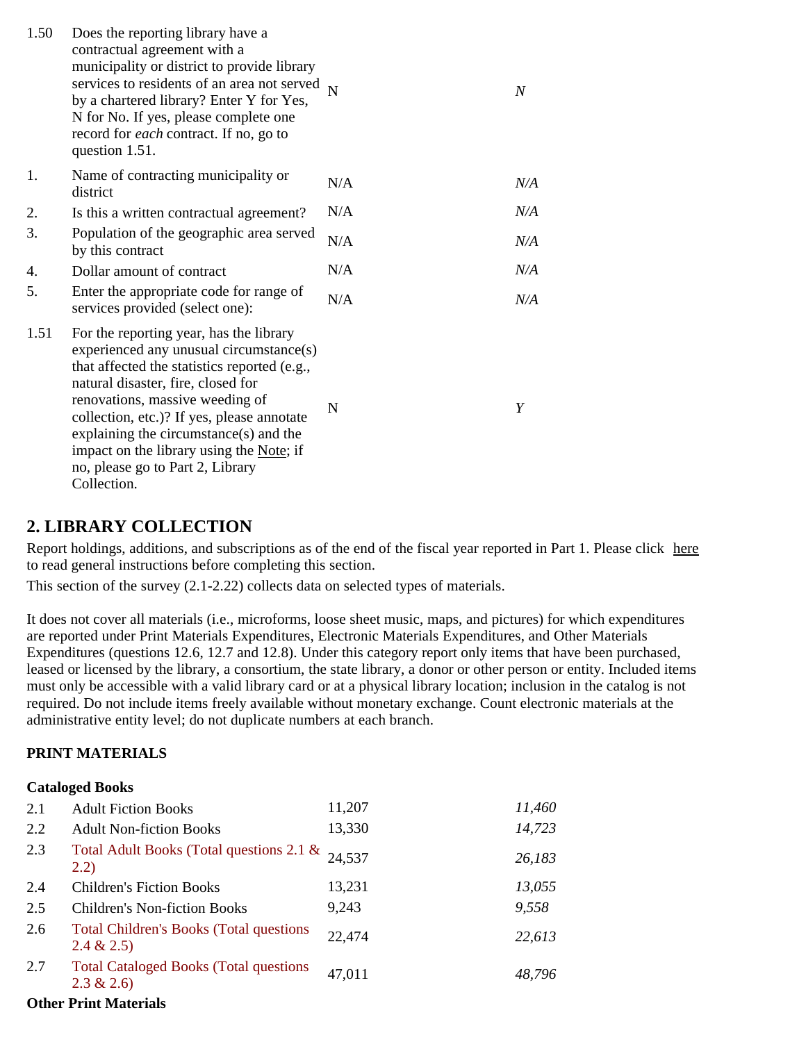| | | | |
|---|---|---|---|
| 1.50 | Does the reporting library have a contractual agreement with a municipality or district to provide library services to residents of an area not served by a chartered library? Enter Y for Yes, N for No. If yes, please complete one record for *each* contract. If no, go to question 1.51. | N | *N* |
| 1. | Name of contracting municipality or district | N/A | *N/A* |
| 2. | Is this a written contractual agreement? | N/A | *N/A* |
| 3. | Population of the geographic area served by this contract | N/A | *N/A* |
| 4. | Dollar amount of contract | N/A | *N/A* |
| 5. | Enter the appropriate code for range of services provided (select one): | N/A | *N/A* |
| 1.51 | For the reporting year, has the library experienced any unusual circumstance(s) that affected the statistics reported (e.g., natural disaster, fire, closed for renovations, massive weeding of collection, etc.)? If yes, please annotate explaining the circumstance(s) and the impact on the library using the Note; if no, please go to Part 2, Library Collection. | N | *Y* |

## 2. LIBRARY COLLECTION

Report holdings, additions, and subscriptions as of the end of the fiscal year reported in Part 1. Please click here to read general instructions before completing this section.

This section of the survey (2.1-2.22) collects data on selected types of materials.

It does not cover all materials (i.e., microforms, loose sheet music, maps, and pictures) for which expenditures are reported under Print Materials Expenditures, Electronic Materials Expenditures, and Other Materials Expenditures (questions 12.6, 12.7 and 12.8). Under this category report only items that have been purchased, leased or licensed by the library, a consortium, the state library, a donor or other person or entity. Included items must only be accessible with a valid library card or at a physical library location; inclusion in the catalog is not required. Do not include items freely available without monetary exchange. Count electronic materials at the administrative entity level; do not duplicate numbers at each branch.

**PRINT MATERIALS**

**Cataloged Books**

| | | | |
|---|---|---|---|
| 2.1 | Adult Fiction Books | 11,207 | *11,460* |
| 2.2 | Adult Non-fiction Books | 13,330 | *14,723* |
| 2.3 | Total Adult Books (Total questions 2.1 & 2.2) | 24,537 | *26,183* |
| 2.4 | Children's Fiction Books | 13,231 | *13,055* |
| 2.5 | Children's Non-fiction Books | 9,243 | *9,558* |
| 2.6 | Total Children's Books (Total questions 2.4 & 2.5) | 22,474 | *22,613* |
| 2.7 | Total Cataloged Books (Total questions 2.3 & 2.6) | 47,011 | *48,796* |

**Other Print Materials**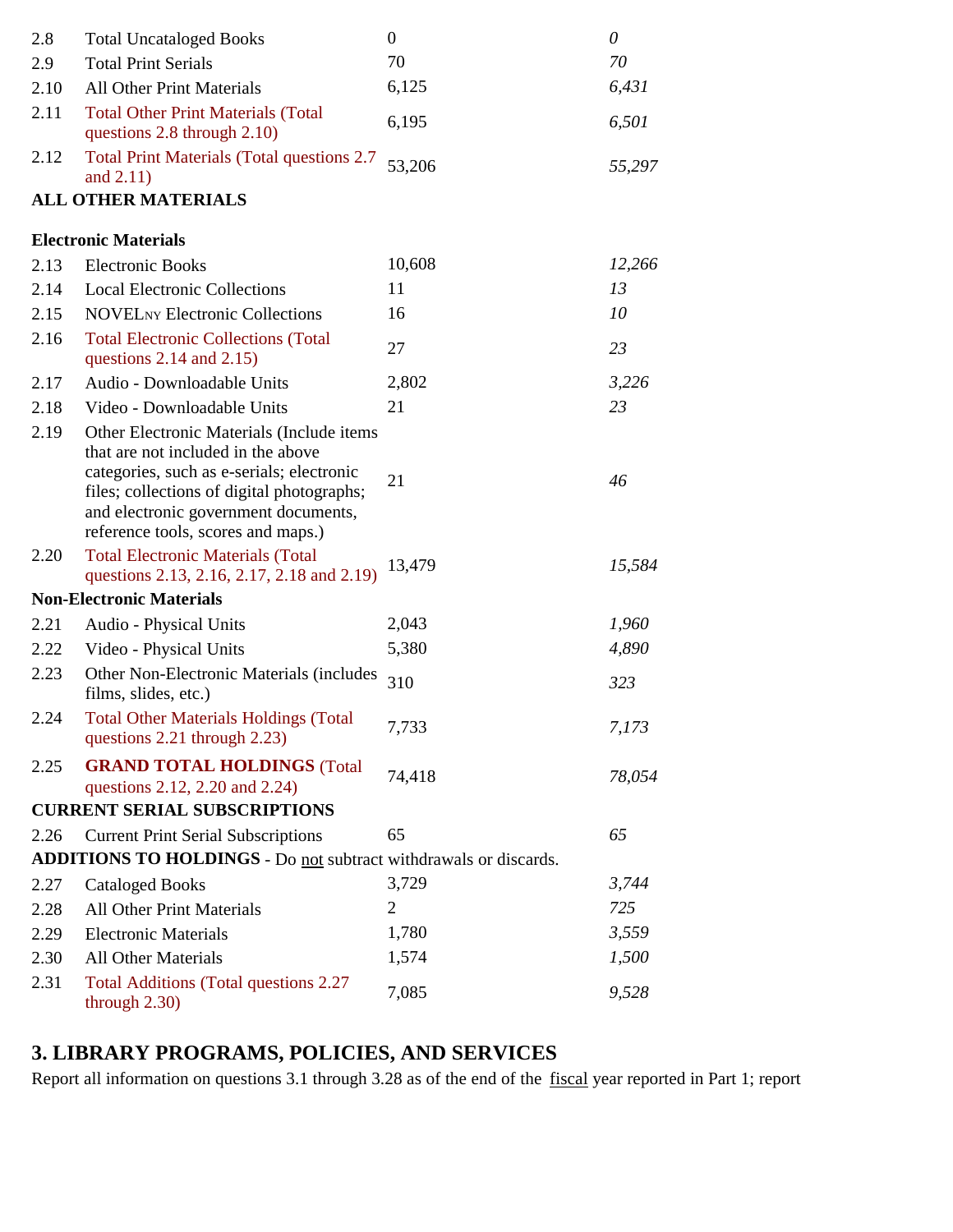| | | | |
|---|---|---|---|
| 2.8 | Total Uncataloged Books | 0 | *0* |
| 2.9 | Total Print Serials | 70 | *70* |
| 2.10 | All Other Print Materials | 6,125 | *6,431* |
| 2.11 | Total Other Print Materials (Total questions 2.8 through 2.10) | 6,195 | *6,501* |
| 2.12 | Total Print Materials (Total questions 2.7 and 2.11) | 53,206 | *55,297* |
| **ALL OTHER MATERIALS** | | | |
| **Electronic Materials** | | | |
| 2.13 | Electronic Books | 10,608 | *12,266* |
| 2.14 | Local Electronic Collections | 11 | *13* |
| 2.15 | NOVELNY Electronic Collections | 16 | *10* |
| 2.16 | Total Electronic Collections (Total questions 2.14 and 2.15) | 27 | *23* |
| 2.17 | Audio - Downloadable Units | 2,802 | *3,226* |
| 2.18 | Video - Downloadable Units | 21 | *23* |
| 2.19 | Other Electronic Materials (Include items that are not included in the above categories, such as e-serials; electronic files; collections of digital photographs; and electronic government documents, reference tools, scores and maps.) | 21 | *46* |
| 2.20 | Total Electronic Materials (Total questions 2.13, 2.16, 2.17, 2.18 and 2.19) | 13,479 | *15,584* |
| **Non-Electronic Materials** | | | |
| 2.21 | Audio - Physical Units | 2,043 | *1,960* |
| 2.22 | Video - Physical Units | 5,380 | *4,890* |
| 2.23 | Other Non-Electronic Materials (includes films, slides, etc.) | 310 | *323* |
| 2.24 | Total Other Materials Holdings (Total questions 2.21 through 2.23) | 7,733 | *7,173* |
| 2.25 | **GRAND TOTAL HOLDINGS** (Total questions 2.12, 2.20 and 2.24) | 74,418 | *78,054* |
| **CURRENT SERIAL SUBSCRIPTIONS** | | | |
| 2.26 | Current Print Serial Subscriptions | 65 | *65* |
| **ADDITIONS TO HOLDINGS** - Do not subtract withdrawals or discards. | | | |
| 2.27 | Cataloged Books | 3,729 | *3,744* |
| 2.28 | All Other Print Materials | 2 | *725* |
| 2.29 | Electronic Materials | 1,780 | *3,559* |
| 2.30 | All Other Materials | 1,574 | *1,500* |
| 2.31 | Total Additions (Total questions 2.27 through 2.30) | 7,085 | *9,528* |

## 3. LIBRARY PROGRAMS, POLICIES, AND SERVICES

Report all information on questions 3.1 through 3.28 as of the end of the fiscal year reported in Part 1; report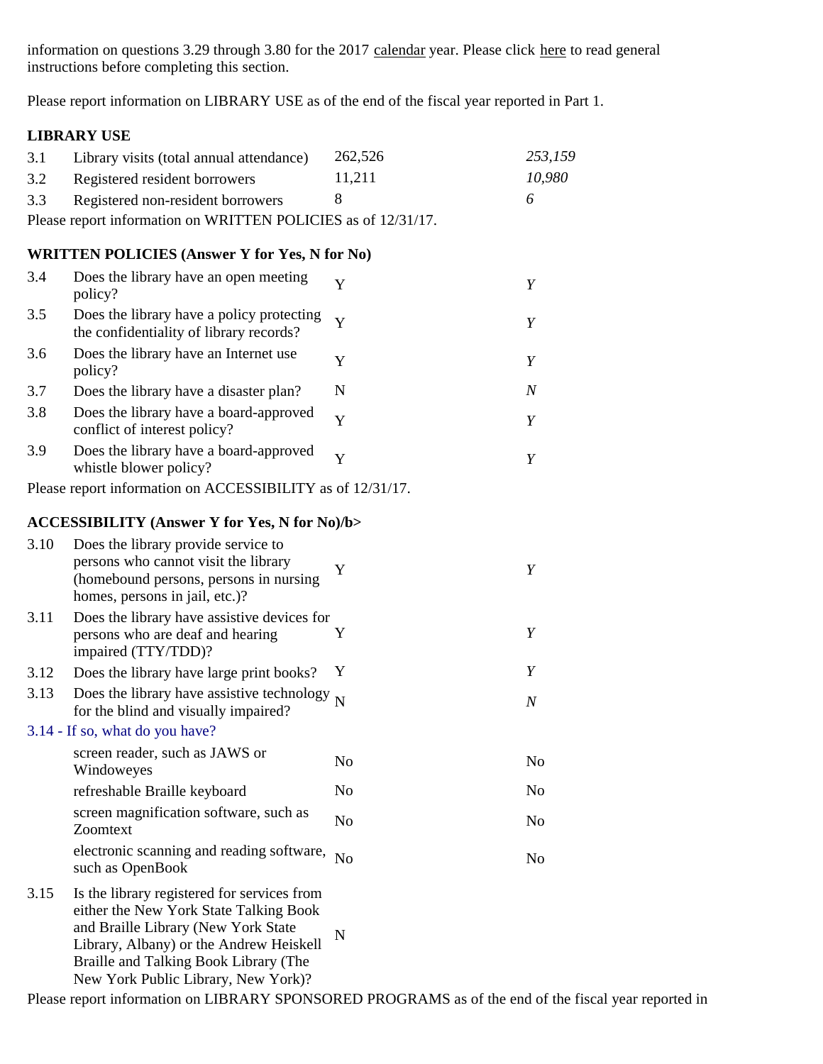information on questions 3.29 through 3.80 for the 2017 calendar year. Please click here to read general instructions before completing this section.

Please report information on LIBRARY USE as of the end of the fiscal year reported in Part 1.

**LIBRARY USE**

| | | | |
|---|---|---|---|
| 3.1 | Library visits (total annual attendance) | 262,526 | *253,159* |
| 3.2 | Registered resident borrowers | 11,211 | *10,980* |
| 3.3 | Registered non-resident borrowers | 8 | *6* |

Please report information on WRITTEN POLICIES as of 12/31/17.

**WRITTEN POLICIES (Answer Y for Yes, N for No)**

| | | | |
|---|---|---|---|
| 3.4 | Does the library have an open meeting policy? | Y | *Y* |
| 3.5 | Does the library have a policy protecting the confidentiality of library records? | Y | *Y* |
| 3.6 | Does the library have an Internet use policy? | Y | *Y* |
| 3.7 | Does the library have a disaster plan? | N | *N* |
| 3.8 | Does the library have a board-approved conflict of interest policy? | Y | *Y* |
| 3.9 | Does the library have a board-approved whistle blower policy? | Y | *Y* |

Please report information on ACCESSIBILITY as of 12/31/17.

**ACCESSIBILITY (Answer Y for Yes, N for No)/b>**

| | | | |
|---|---|---|---|
| 3.10 | Does the library provide service to persons who cannot visit the library (homebound persons, persons in nursing homes, persons in jail, etc.)? | Y | *Y* |
| 3.11 | Does the library have assistive devices for persons who are deaf and hearing impaired (TTY/TDD)? | Y | *Y* |
| 3.12 | Does the library have large print books? | Y | *Y* |
| 3.13 | Does the library have assistive technology for the blind and visually impaired? | N | *N* |
| 3.14 - If so, what do you have? | | | |
| | screen reader, such as JAWS or Windoweyes | No | No |
| | refreshable Braille keyboard | No | No |
| | screen magnification software, such as Zoomtext | No | No |
| | electronic scanning and reading software, such as OpenBook | No | No |
| 3.15 | Is the library registered for services from either the New York State Talking Book and Braille Library (New York State Library, Albany) or the Andrew Heiskell Braille and Talking Book Library (The New York Public Library, New York)? | N | |

Please report information on LIBRARY SPONSORED PROGRAMS as of the end of the fiscal year reported in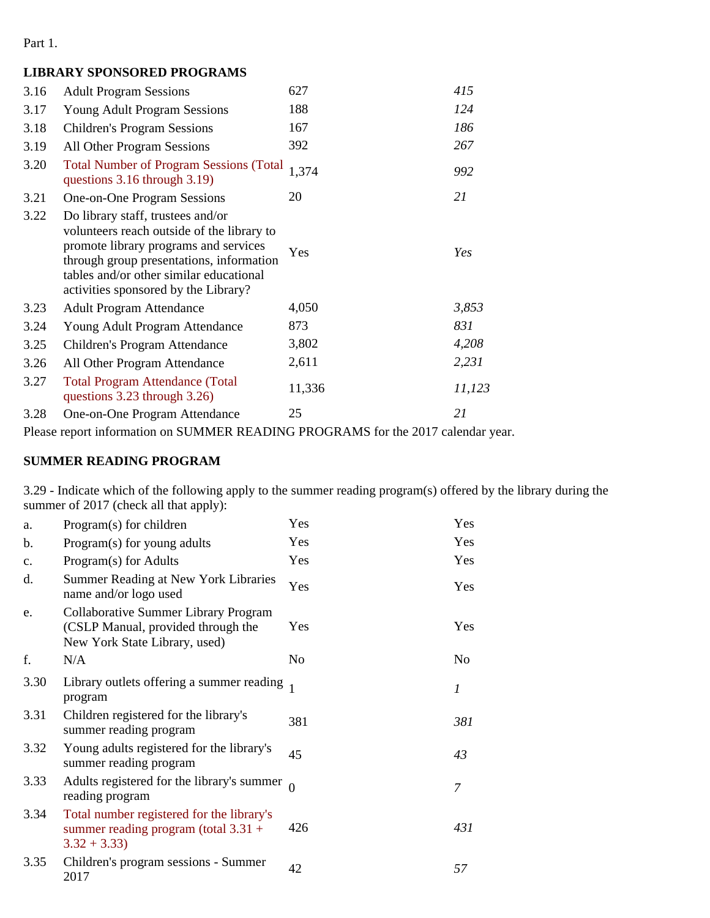Part 1.

**LIBRARY SPONSORED PROGRAMS**

| | | | |
|---|---|---|---|
| 3.16 | Adult Program Sessions | 627 | *415* |
| 3.17 | Young Adult Program Sessions | 188 | *124* |
| 3.18 | Children's Program Sessions | 167 | *186* |
| 3.19 | All Other Program Sessions | 392 | *267* |
| 3.20 | Total Number of Program Sessions (Total questions 3.16 through 3.19) | 1,374 | *992* |
| 3.21 | One-on-One Program Sessions | 20 | *21* |
| 3.22 | Do library staff, trustees and/or volunteers reach outside of the library to promote library programs and services through group presentations, information tables and/or other similar educational activities sponsored by the Library? | Yes | *Yes* |
| 3.23 | Adult Program Attendance | 4,050 | *3,853* |
| 3.24 | Young Adult Program Attendance | 873 | *831* |
| 3.25 | Children's Program Attendance | 3,802 | *4,208* |
| 3.26 | All Other Program Attendance | 2,611 | *2,231* |
| 3.27 | Total Program Attendance (Total questions 3.23 through 3.26) | 11,336 | *11,123* |
| 3.28 | One-on-One Program Attendance | 25 | *21* |

Please report information on SUMMER READING PROGRAMS for the 2017 calendar year.

**SUMMER READING PROGRAM**

3.29 - Indicate which of the following apply to the summer reading program(s) offered by the library during the summer of 2017 (check all that apply):

| | | | |
|---|---|---|---|
| a. | Program(s) for children | Yes | Yes |
| b. | Program(s) for young adults | Yes | Yes |
| c. | Program(s) for Adults | Yes | Yes |
| d. | Summer Reading at New York Libraries name and/or logo used | Yes | Yes |
| e. | Collaborative Summer Library Program (CSLP Manual, provided through the New York State Library, used) | Yes | Yes |
| f. | N/A | No | No |
| 3.30 | Library outlets offering a summer reading program | 1 | *1* |
| 3.31 | Children registered for the library's summer reading program | 381 | *381* |
| 3.32 | Young adults registered for the library's summer reading program | 45 | *43* |
| 3.33 | Adults registered for the library's summer reading program | 0 | *7* |
| 3.34 | Total number registered for the library's summer reading program (total 3.31 + 3.32 + 3.33) | 426 | *431* |
| 3.35 | Children's program sessions - Summer 2017 | 42 | *57* |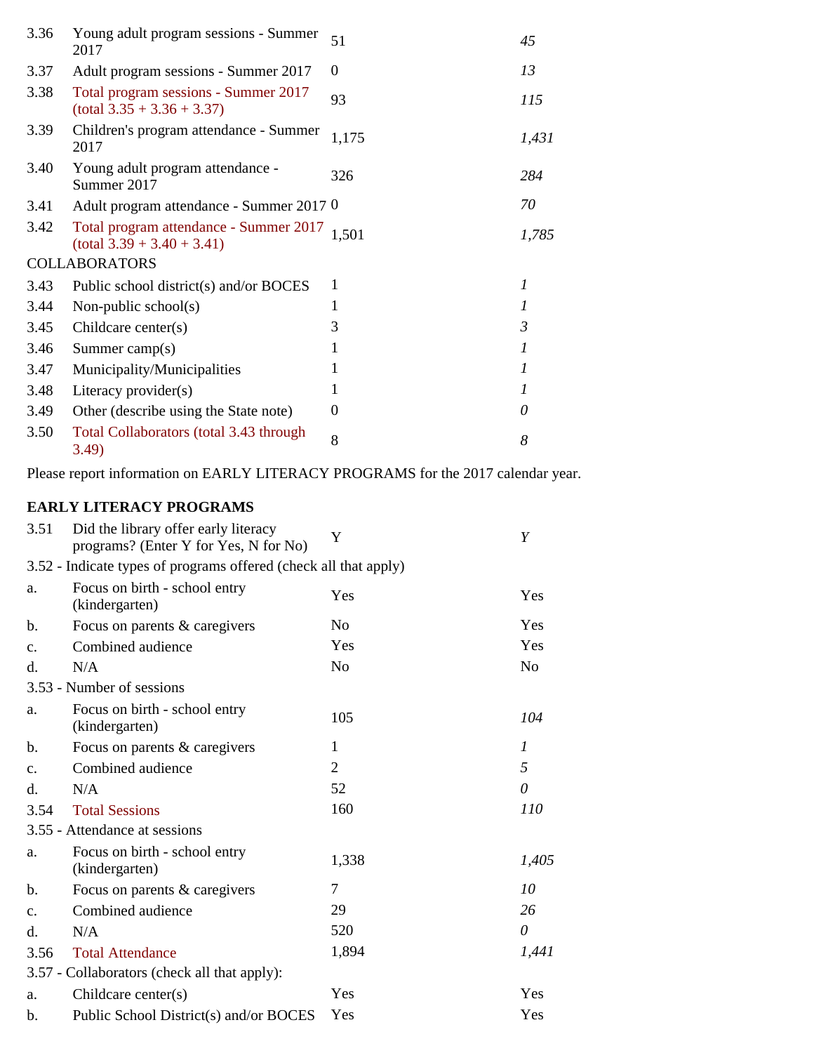| | | | |
|---|---|---|---|
| 3.36 | Young adult program sessions - Summer 2017 | 51 | *45* |
| 3.37 | Adult program sessions - Summer 2017 | 0 | *13* |
| 3.38 | Total program sessions - Summer 2017 (total 3.35 + 3.36 + 3.37) | 93 | *115* |
| 3.39 | Children's program attendance - Summer 2017 | 1,175 | *1,431* |
| 3.40 | Young adult program attendance - Summer 2017 | 326 | *284* |
| 3.41 | Adult program attendance - Summer 2017 | 0 | *70* |
| 3.42 | Total program attendance - Summer 2017 (total 3.39 + 3.40 + 3.41) | 1,501 | *1,785* |
| COLLABORATORS | | | |
| 3.43 | Public school district(s) and/or BOCES | 1 | *1* |
| 3.44 | Non-public school(s) | 1 | *1* |
| 3.45 | Childcare center(s) | 3 | *3* |
| 3.46 | Summer camp(s) | 1 | *1* |
| 3.47 | Municipality/Municipalities | 1 | *1* |
| 3.48 | Literacy provider(s) | 1 | *1* |
| 3.49 | Other (describe using the State note) | 0 | *0* |
| 3.50 | Total Collaborators (total 3.43 through 3.49) | 8 | *8* |

Please report information on EARLY LITERACY PROGRAMS for the 2017 calendar year.

**EARLY LITERACY PROGRAMS**

| | | | |
|---|---|---|---|
| 3.51 | Did the library offer early literacy programs? (Enter Y for Yes, N for No) | Y | *Y* |
| 3.52 - Indicate types of programs offered (check all that apply) | | | |
| a. | Focus on birth - school entry (kindergarten) | Yes | Yes |
| b. | Focus on parents & caregivers | No | Yes |
| c. | Combined audience | Yes | Yes |
| d. | N/A | No | No |
| 3.53 - Number of sessions | | | |
| a. | Focus on birth - school entry (kindergarten) | 105 | *104* |
| b. | Focus on parents & caregivers | 1 | *1* |
| c. | Combined audience | 2 | *5* |
| d. | N/A | 52 | *0* |
| 3.54 | Total Sessions | 160 | *110* |
| 3.55 - Attendance at sessions | | | |
| a. | Focus on birth - school entry (kindergarten) | 1,338 | *1,405* |
| b. | Focus on parents & caregivers | 7 | *10* |
| c. | Combined audience | 29 | *26* |
| d. | N/A | 520 | *0* |
| 3.56 | Total Attendance | 1,894 | *1,441* |
| 3.57 - Collaborators (check all that apply): | | | |
| a. | Childcare center(s) | Yes | Yes |
| b. | Public School District(s) and/or BOCES | Yes | Yes |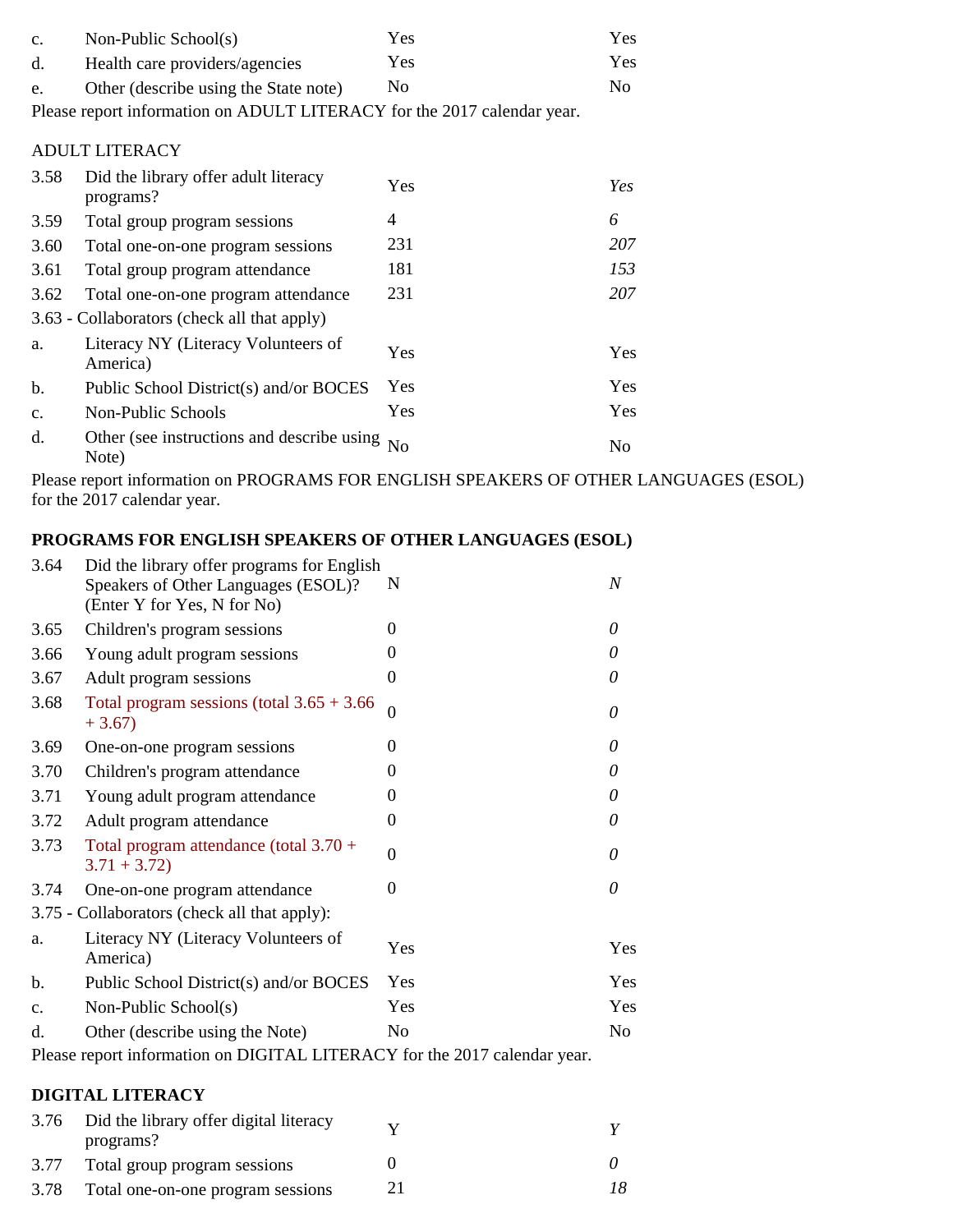| | | | |
|---|---|---|---|
| c. | Non-Public School(s) | Yes | Yes |
| d. | Health care providers/agencies | Yes | Yes |
| e. | Other (describe using the State note) | No | No |

Please report information on ADULT LITERACY for the 2017 calendar year.

ADULT LITERACY

| | | | |
|---|---|---|---|
| 3.58 | Did the library offer adult literacy programs? | Yes | *Yes* |
| 3.59 | Total group program sessions | 4 | *6* |
| 3.60 | Total one-on-one program sessions | 231 | *207* |
| 3.61 | Total group program attendance | 181 | *153* |
| 3.62 | Total one-on-one program attendance | 231 | *207* |
| 3.63 - Collaborators (check all that apply) | | | |
| a. | Literacy NY (Literacy Volunteers of America) | Yes | Yes |
| b. | Public School District(s) and/or BOCES | Yes | Yes |
| c. | Non-Public Schools | Yes | Yes |
| d. | Other (see instructions and describe using Note) | No | No |

Please report information on PROGRAMS FOR ENGLISH SPEAKERS OF OTHER LANGUAGES (ESOL) for the 2017 calendar year.

**PROGRAMS FOR ENGLISH SPEAKERS OF OTHER LANGUAGES (ESOL)**

| | | | |
|---|---|---|---|
| 3.64 | Did the library offer programs for English Speakers of Other Languages (ESOL)? (Enter Y for Yes, N for No) | N | *N* |
| 3.65 | Children's program sessions | 0 | *0* |
| 3.66 | Young adult program sessions | 0 | *0* |
| 3.67 | Adult program sessions | 0 | *0* |
| 3.68 | Total program sessions (total 3.65 + 3.66 + 3.67) | 0 | *0* |
| 3.69 | One-on-one program sessions | 0 | *0* |
| 3.70 | Children's program attendance | 0 | *0* |
| 3.71 | Young adult program attendance | 0 | *0* |
| 3.72 | Adult program attendance | 0 | *0* |
| 3.73 | Total program attendance (total 3.70 + 3.71 + 3.72) | 0 | *0* |
| 3.74 | One-on-one program attendance | 0 | *0* |
| 3.75 - Collaborators (check all that apply): | | | |
| a. | Literacy NY (Literacy Volunteers of America) | Yes | Yes |
| b. | Public School District(s) and/or BOCES | Yes | Yes |
| c. | Non-Public School(s) | Yes | Yes |
| d. | Other (describe using the Note) | No | No |

Please report information on DIGITAL LITERACY for the 2017 calendar year.

**DIGITAL LITERACY**

| | | | |
|---|---|---|---|
| 3.76 | Did the library offer digital literacy programs? | Y | *Y* |
| 3.77 | Total group program sessions | 0 | *0* |
| 3.78 | Total one-on-one program sessions | 21 | *18* |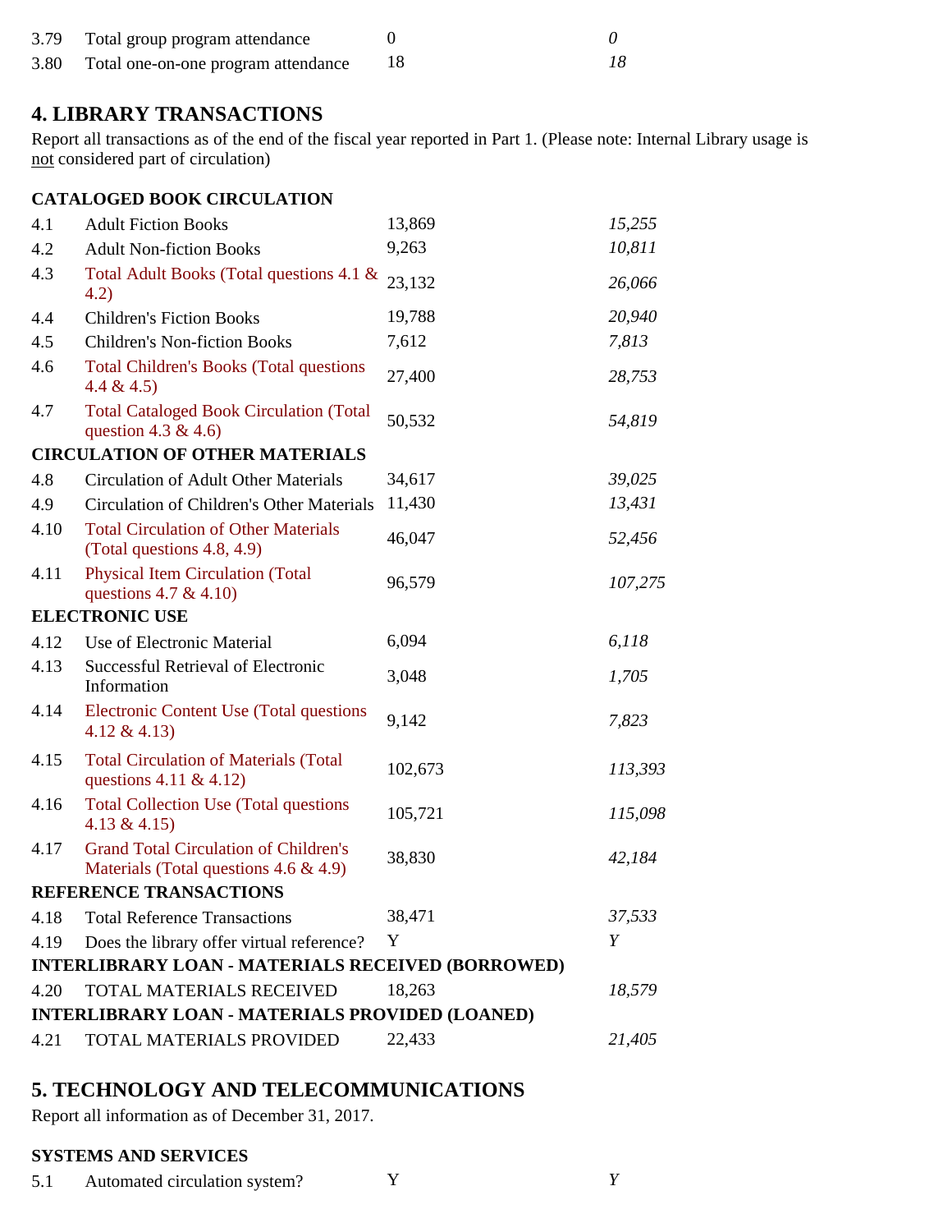| | | | |
|---|---|---|---|
| 3.79 | Total group program attendance | 0 | *0* |
| 3.80 | Total one-on-one program attendance | 18 | *18* |

## 4. LIBRARY TRANSACTIONS

Report all transactions as of the end of the fiscal year reported in Part 1. (Please note: Internal Library usage is not considered part of circulation)

| | | | |
|---|---|---|---|
| **CATALOGED BOOK CIRCULATION** | | | |
| 4.1 | Adult Fiction Books | 13,869 | *15,255* |
| 4.2 | Adult Non-fiction Books | 9,263 | *10,811* |
| 4.3 | Total Adult Books (Total questions 4.1 & 4.2) | 23,132 | *26,066* |
| 4.4 | Children's Fiction Books | 19,788 | *20,940* |
| 4.5 | Children's Non-fiction Books | 7,612 | *7,813* |
| 4.6 | Total Children's Books (Total questions 4.4 & 4.5) | 27,400 | *28,753* |
| 4.7 | Total Cataloged Book Circulation (Total question 4.3 & 4.6) | 50,532 | *54,819* |
| **CIRCULATION OF OTHER MATERIALS** | | | |
| 4.8 | Circulation of Adult Other Materials | 34,617 | *39,025* |
| 4.9 | Circulation of Children's Other Materials | 11,430 | *13,431* |
| 4.10 | Total Circulation of Other Materials (Total questions 4.8, 4.9) | 46,047 | *52,456* |
| 4.11 | Physical Item Circulation (Total questions 4.7 & 4.10) | 96,579 | *107,275* |
| **ELECTRONIC USE** | | | |
| 4.12 | Use of Electronic Material | 6,094 | *6,118* |
| 4.13 | Successful Retrieval of Electronic Information | 3,048 | *1,705* |
| 4.14 | Electronic Content Use (Total questions 4.12 & 4.13) | 9,142 | *7,823* |
| 4.15 | Total Circulation of Materials (Total questions 4.11 & 4.12) | 102,673 | *113,393* |
| 4.16 | Total Collection Use (Total questions 4.13 & 4.15) | 105,721 | *115,098* |
| 4.17 | Grand Total Circulation of Children's Materials (Total questions 4.6 & 4.9) | 38,830 | *42,184* |
| **REFERENCE TRANSACTIONS** | | | |
| 4.18 | Total Reference Transactions | 38,471 | *37,533* |
| 4.19 | Does the library offer virtual reference? | Y | *Y* |
| **INTERLIBRARY LOAN - MATERIALS RECEIVED (BORROWED)** | | | |
| 4.20 | TOTAL MATERIALS RECEIVED | 18,263 | *18,579* |
| **INTERLIBRARY LOAN - MATERIALS PROVIDED (LOANED)** | | | |
| 4.21 | TOTAL MATERIALS PROVIDED | 22,433 | *21,405* |

## 5. TECHNOLOGY AND TELECOMMUNICATIONS

Report all information as of December 31, 2017.

| | | | |
|---|---|---|---|
| **SYSTEMS AND SERVICES** | | | |
| 5.1 | Automated circulation system? | Y | *Y* |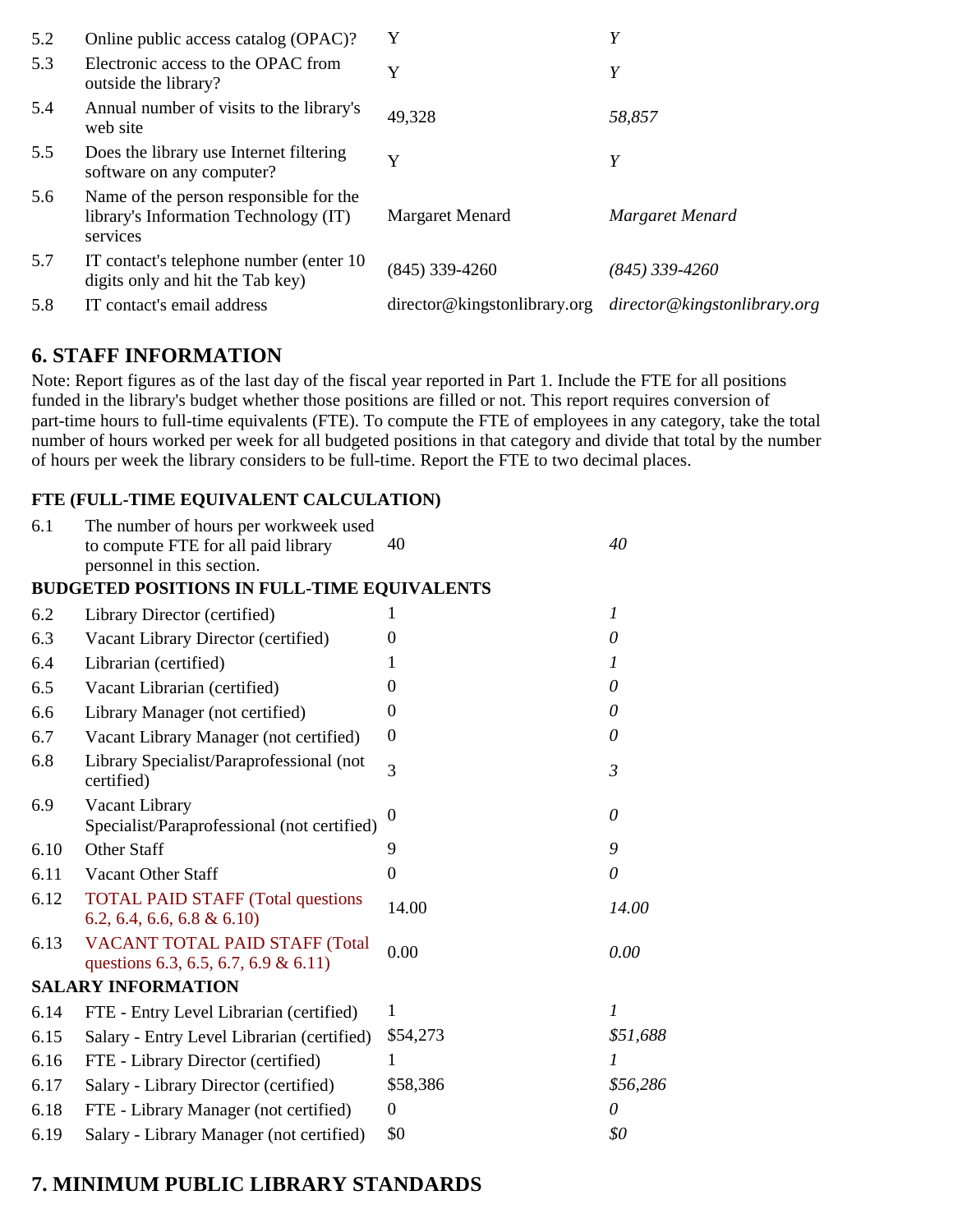| | | | |
|---|---|---|---|
| 5.2 | Online public access catalog (OPAC)? | Y | *Y* |
| 5.3 | Electronic access to the OPAC from outside the library? | Y | *Y* |
| 5.4 | Annual number of visits to the library's web site | 49,328 | *58,857* |
| 5.5 | Does the library use Internet filtering software on any computer? | Y | *Y* |
| 5.6 | Name of the person responsible for the library's Information Technology (IT) services | Margaret Menard | *Margaret Menard* |
| 5.7 | IT contact's telephone number (enter 10 digits only and hit the Tab key) | (845) 339-4260 | *(845) 339-4260* |
| 5.8 | IT contact's email address | director@kingstonlibrary.org | *director@kingstonlibrary.org* |

## 6. STAFF INFORMATION

Note: Report figures as of the last day of the fiscal year reported in Part 1. Include the FTE for all positions funded in the library's budget whether those positions are filled or not. This report requires conversion of part-time hours to full-time equivalents (FTE). To compute the FTE of employees in any category, take the total number of hours worked per week for all budgeted positions in that category and divide that total by the number of hours per week the library considers to be full-time. Report the FTE to two decimal places.

### FTE (FULL-TIME EQUIVALENT CALCULATION)

| | | | |
|---|---|---|---|
| 6.1 | The number of hours per workweek used to compute FTE for all paid library personnel in this section. | 40 | *40* |
| **BUDGETED POSITIONS IN FULL-TIME EQUIVALENTS** | | | |
| 6.2 | Library Director (certified) | 1 | *1* |
| 6.3 | Vacant Library Director (certified) | 0 | *0* |
| 6.4 | Librarian (certified) | 1 | *1* |
| 6.5 | Vacant Librarian (certified) | 0 | *0* |
| 6.6 | Library Manager (not certified) | 0 | *0* |
| 6.7 | Vacant Library Manager (not certified) | 0 | *0* |
| 6.8 | Library Specialist/Paraprofessional (not certified) | 3 | *3* |
| 6.9 | Vacant Library Specialist/Paraprofessional (not certified) | 0 | *0* |
| 6.10 | Other Staff | 9 | *9* |
| 6.11 | Vacant Other Staff | 0 | *0* |
| 6.12 | TOTAL PAID STAFF (Total questions 6.2, 6.4, 6.6, 6.8 & 6.10) | 14.00 | *14.00* |
| 6.13 | VACANT TOTAL PAID STAFF (Total questions 6.3, 6.5, 6.7, 6.9 & 6.11) | 0.00 | *0.00* |
| **SALARY INFORMATION** | | | |
| 6.14 | FTE - Entry Level Librarian (certified) | 1 | *1* |
| 6.15 | Salary - Entry Level Librarian (certified) | $54,273 | *$51,688* |
| 6.16 | FTE - Library Director (certified) | 1 | *1* |
| 6.17 | Salary - Library Director (certified) | $58,386 | *$56,286* |
| 6.18 | FTE - Library Manager (not certified) | 0 | *0* |
| 6.19 | Salary - Library Manager (not certified) | $0 | *$0* |

## 7. MINIMUM PUBLIC LIBRARY STANDARDS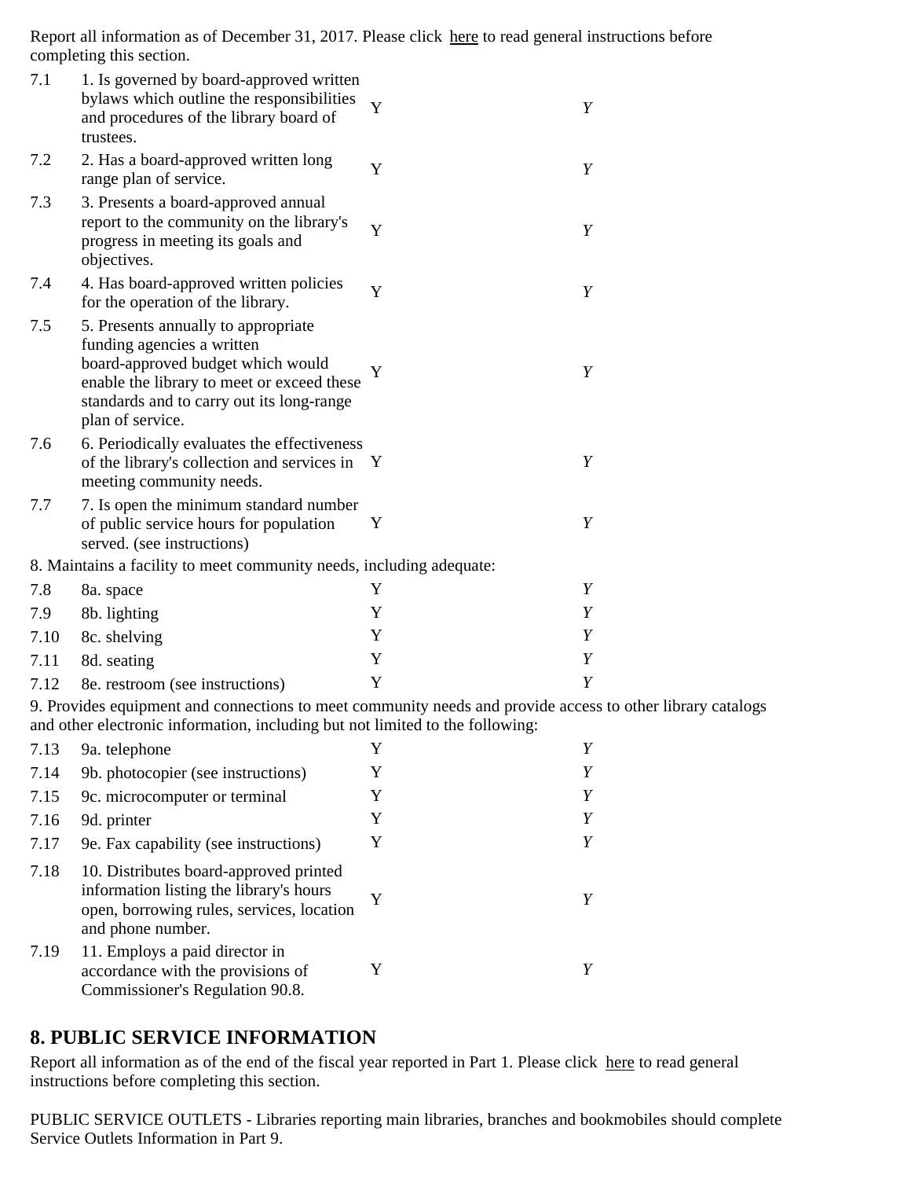Report all information as of December 31, 2017. Please click here to read general instructions before completing this section.

| | | | |
|---|---|---|---|
| 7.1 | 1. Is governed by board-approved written bylaws which outline the responsibilities and procedures of the library board of trustees. | Y | *Y* |
| 7.2 | 2. Has a board-approved written long range plan of service. | Y | *Y* |
| 7.3 | 3. Presents a board-approved annual report to the community on the library's progress in meeting its goals and objectives. | Y | *Y* |
| 7.4 | 4. Has board-approved written policies for the operation of the library. | Y | *Y* |
| 7.5 | 5. Presents annually to appropriate funding agencies a written board-approved budget which would enable the library to meet or exceed these standards and to carry out its long-range plan of service. | Y | *Y* |
| 7.6 | 6. Periodically evaluates the effectiveness of the library's collection and services in meeting community needs. | Y | *Y* |
| 7.7 | 7. Is open the minimum standard number of public service hours for population served. (see instructions) | Y | *Y* |
| 8. Maintains a facility to meet community needs, including adequate: | | | |
| 7.8 | 8a. space | Y | *Y* |
| 7.9 | 8b. lighting | Y | *Y* |
| 7.10 | 8c. shelving | Y | *Y* |
| 7.11 | 8d. seating | Y | *Y* |
| 7.12 | 8e. restroom (see instructions) | Y | *Y* |
| 9. Provides equipment and connections to meet community needs and provide access to other library catalogs and other electronic information, including but not limited to the following: | | | |
| 7.13 | 9a. telephone | Y | *Y* |
| 7.14 | 9b. photocopier (see instructions) | Y | *Y* |
| 7.15 | 9c. microcomputer or terminal | Y | *Y* |
| 7.16 | 9d. printer | Y | *Y* |
| 7.17 | 9e. Fax capability (see instructions) | Y | *Y* |
| 7.18 | 10. Distributes board-approved printed information listing the library's hours open, borrowing rules, services, location and phone number. | Y | *Y* |
| 7.19 | 11. Employs a paid director in accordance with the provisions of Commissioner's Regulation 90.8. | Y | *Y* |

## 8. PUBLIC SERVICE INFORMATION

Report all information as of the end of the fiscal year reported in Part 1. Please click here to read general instructions before completing this section.

PUBLIC SERVICE OUTLETS - Libraries reporting main libraries, branches and bookmobiles should complete Service Outlets Information in Part 9.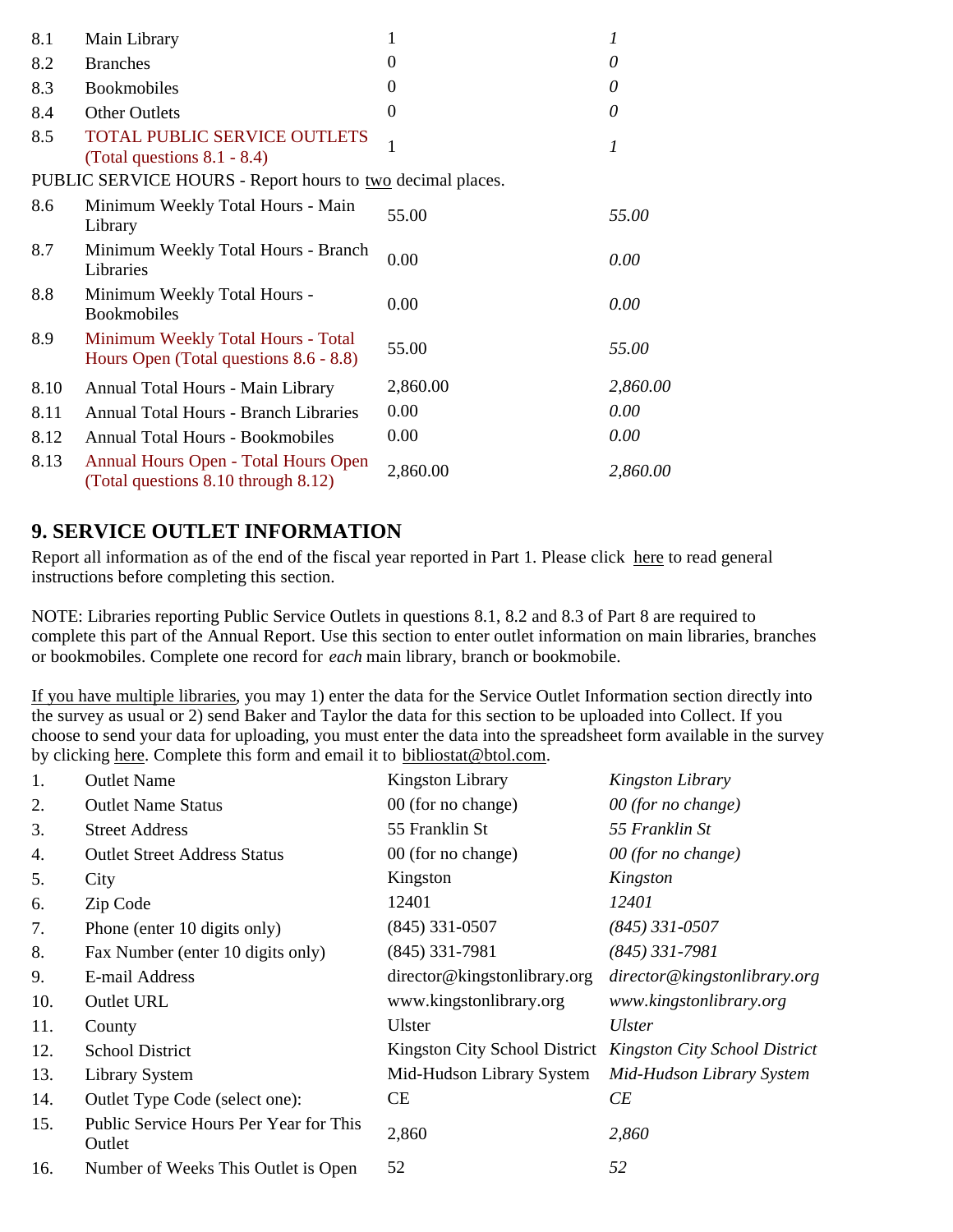| | | | |
|---|---|---|---|
| 8.1 | Main Library | 1 | *1* |
| 8.2 | Branches | 0 | *0* |
| 8.3 | Bookmobiles | 0 | *0* |
| 8.4 | Other Outlets | 0 | *0* |
| 8.5 | TOTAL PUBLIC SERVICE OUTLETS (Total questions 8.1 - 8.4) | 1 | *1* |

PUBLIC SERVICE HOURS - Report hours to two decimal places.

| | | | |
|---|---|---|---|
| 8.6 | Minimum Weekly Total Hours - Main Library | 55.00 | *55.00* |
| 8.7 | Minimum Weekly Total Hours - Branch Libraries | 0.00 | *0.00* |
| 8.8 | Minimum Weekly Total Hours - Bookmobiles | 0.00 | *0.00* |
| 8.9 | Minimum Weekly Total Hours - Total Hours Open (Total questions 8.6 - 8.8) | 55.00 | *55.00* |
| 8.10 | Annual Total Hours - Main Library | 2,860.00 | *2,860.00* |
| 8.11 | Annual Total Hours - Branch Libraries | 0.00 | *0.00* |
| 8.12 | Annual Total Hours - Bookmobiles | 0.00 | *0.00* |
| 8.13 | Annual Hours Open - Total Hours Open (Total questions 8.10 through 8.12) | 2,860.00 | *2,860.00* |

## 9. SERVICE OUTLET INFORMATION

Report all information as of the end of the fiscal year reported in Part 1. Please click here to read general instructions before completing this section.

NOTE: Libraries reporting Public Service Outlets in questions 8.1, 8.2 and 8.3 of Part 8 are required to complete this part of the Annual Report. Use this section to enter outlet information on main libraries, branches or bookmobiles. Complete one record for *each* main library, branch or bookmobile.

If you have multiple libraries, you may 1) enter the data for the Service Outlet Information section directly into the survey as usual or 2) send Baker and Taylor the data for this section to be uploaded into Collect. If you choose to send your data for uploading, you must enter the data into the spreadsheet form available in the survey by clicking here. Complete this form and email it to bibliostat@btol.com.

| | | | |
|---|---|---|---|
| 1. | Outlet Name | Kingston Library | *Kingston Library* |
| 2. | Outlet Name Status | 00 (for no change) | *00 (for no change)* |
| 3. | Street Address | 55 Franklin St | *55 Franklin St* |
| 4. | Outlet Street Address Status | 00 (for no change) | *00 (for no change)* |
| 5. | City | Kingston | *Kingston* |
| 6. | Zip Code | 12401 | *12401* |
| 7. | Phone (enter 10 digits only) | (845) 331-0507 | *(845) 331-0507* |
| 8. | Fax Number (enter 10 digits only) | (845) 331-7981 | *(845) 331-7981* |
| 9. | E-mail Address | director@kingstonlibrary.org | *director@kingstonlibrary.org* |
| 10. | Outlet URL | www.kingstonlibrary.org | *www.kingstonlibrary.org* |
| 11. | County | Ulster | *Ulster* |
| 12. | School District | Kingston City School District | *Kingston City School District* |
| 13. | Library System | Mid-Hudson Library System | *Mid-Hudson Library System* |
| 14. | Outlet Type Code (select one): | CE | *CE* |
| 15. | Public Service Hours Per Year for This Outlet | 2,860 | *2,860* |
| 16. | Number of Weeks This Outlet is Open | 52 | *52* |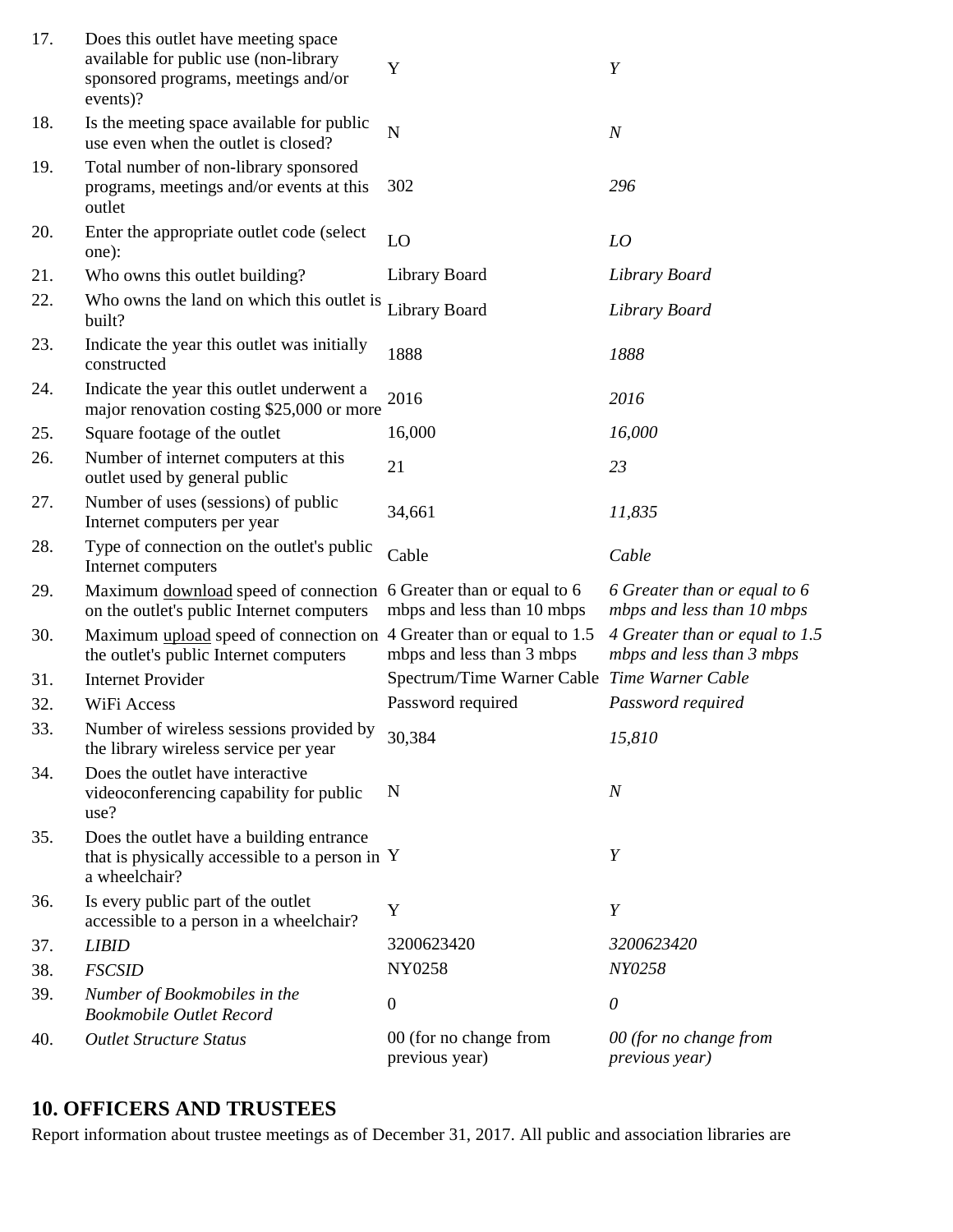| | | | |
|---|---|---|---|
| 17. | Does this outlet have meeting space available for public use (non-library sponsored programs, meetings and/or events)? | Y | *Y* |
| 18. | Is the meeting space available for public use even when the outlet is closed? | N | *N* |
| 19. | Total number of non-library sponsored programs, meetings and/or events at this outlet | 302 | *296* |
| 20. | Enter the appropriate outlet code (select one): | LO | *LO* |
| 21. | Who owns this outlet building? | Library Board | *Library Board* |
| 22. | Who owns the land on which this outlet is built? | Library Board | *Library Board* |
| 23. | Indicate the year this outlet was initially constructed | 1888 | *1888* |
| 24. | Indicate the year this outlet underwent a major renovation costing $25,000 or more | 2016 | *2016* |
| 25. | Square footage of the outlet | 16,000 | *16,000* |
| 26. | Number of internet computers at this outlet used by general public | 21 | *23* |
| 27. | Number of uses (sessions) of public Internet computers per year | 34,661 | *11,835* |
| 28. | Type of connection on the outlet's public Internet computers | Cable | *Cable* |
| 29. | Maximum download speed of connection on the outlet's public Internet computers | 6 Greater than or equal to 6 mbps and less than 10 mbps | *6 Greater than or equal to 6 mbps and less than 10 mbps* |
| 30. | Maximum upload speed of connection on the outlet's public Internet computers | 4 Greater than or equal to 1.5 mbps and less than 3 mbps | *4 Greater than or equal to 1.5 mbps and less than 3 mbps* |
| 31. | Internet Provider | Spectrum/Time Warner Cable | *Time Warner Cable* |
| 32. | WiFi Access | Password required | *Password required* |
| 33. | Number of wireless sessions provided by the library wireless service per year | 30,384 | *15,810* |
| 34. | Does the outlet have interactive videoconferencing capability for public use? | N | *N* |
| 35. | Does the outlet have a building entrance that is physically accessible to a person in a wheelchair? | Y | *Y* |
| 36. | Is every public part of the outlet accessible to a person in a wheelchair? | Y | *Y* |
| 37. | *LIBID* | 3200623420 | *3200623420* |
| 38. | *FSCSID* | NY0258 | *NY0258* |
| 39. | *Number of Bookmobiles in the Bookmobile Outlet Record* | 0 | *0* |
| 40. | *Outlet Structure Status* | 00 (for no change from previous year) | *00 (for no change from previous year)* |

## 10. OFFICERS AND TRUSTEES

Report information about trustee meetings as of December 31, 2017. All public and association libraries are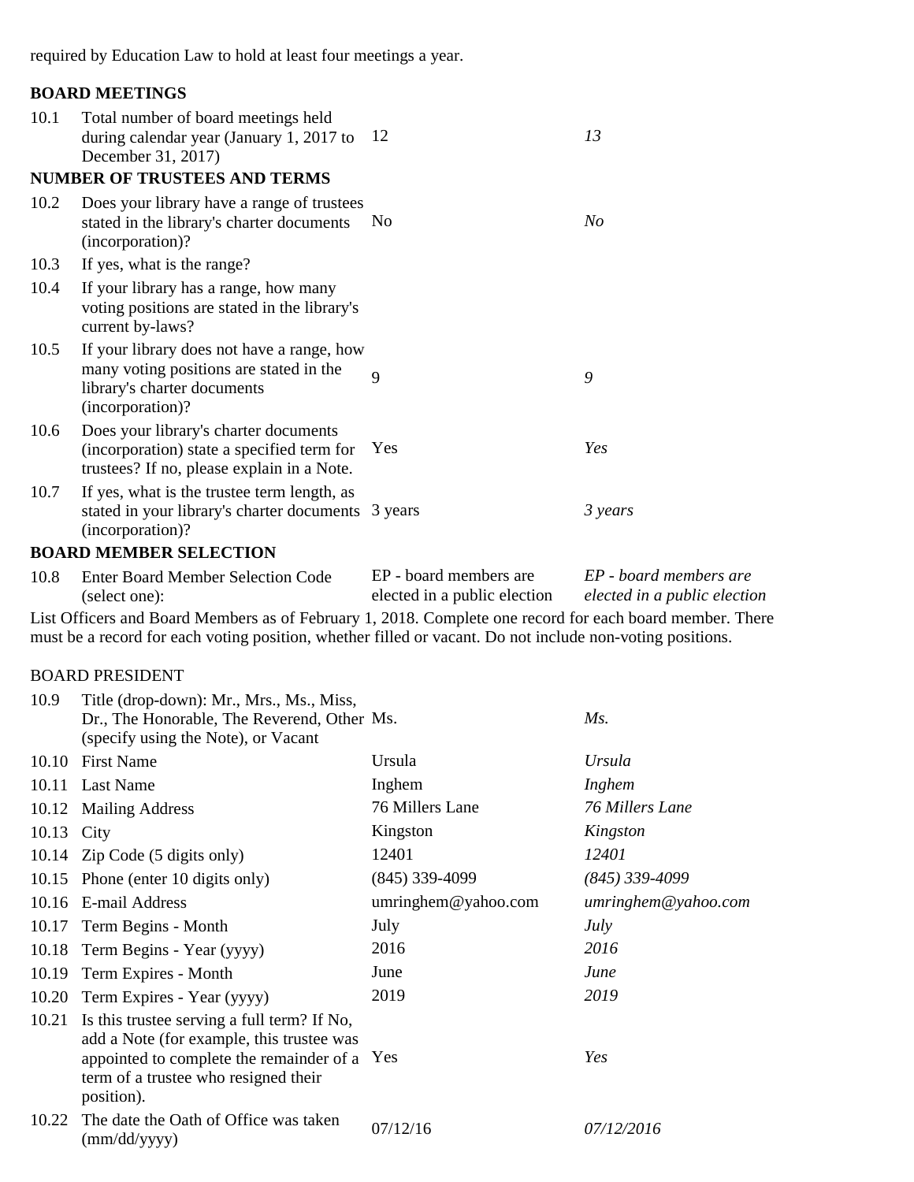required by Education Law to hold at least four meetings a year.

**BOARD MEETINGS**

| | | | |
|---|---|---|---|
| 10.1 | Total number of board meetings held during calendar year (January 1, 2017 to December 31, 2017) | 12 | *13* |

**NUMBER OF TRUSTEES AND TERMS**

| | | | |
|---|---|---|---|
| 10.2 | Does your library have a range of trustees stated in the library's charter documents (incorporation)? | No | *No* |
| 10.3 | If yes, what is the range? | | |
| 10.4 | If your library has a range, how many voting positions are stated in the library's current by-laws? | | |
| 10.5 | If your library does not have a range, how many voting positions are stated in the library's charter documents (incorporation)? | 9 | *9* |
| 10.6 | Does your library's charter documents (incorporation) state a specified term for trustees? If no, please explain in a Note. | Yes | *Yes* |
| 10.7 | If yes, what is the trustee term length, as stated in your library's charter documents (incorporation)? | 3 years | *3 years* |

**BOARD MEMBER SELECTION**

| | | | |
|---|---|---|---|
| 10.8 | Enter Board Member Selection Code (select one): | EP - board members are elected in a public election | *EP - board members are elected in a public election* |

List Officers and Board Members as of February 1, 2018. Complete one record for each board member. There must be a record for each voting position, whether filled or vacant. Do not include non-voting positions.

BOARD PRESIDENT

| | | | |
|---|---|---|---|
| 10.9 | Title (drop-down): Mr., Mrs., Ms., Miss, Dr., The Honorable, The Reverend, Other (specify using the Note), or Vacant | Ms. | *Ms.* |
| 10.10 | First Name | Ursula | *Ursula* |
| 10.11 | Last Name | Inghem | *Inghem* |
| 10.12 | Mailing Address | 76 Millers Lane | *76 Millers Lane* |
| 10.13 | City | Kingston | *Kingston* |
| 10.14 | Zip Code (5 digits only) | 12401 | *12401* |
| 10.15 | Phone (enter 10 digits only) | (845) 339-4099 | *(845) 339-4099* |
| 10.16 | E-mail Address | umringhem@yahoo.com | *umringhem@yahoo.com* |
| 10.17 | Term Begins - Month | July | *July* |
| 10.18 | Term Begins - Year (yyyy) | 2016 | *2016* |
| 10.19 | Term Expires - Month | June | *June* |
| 10.20 | Term Expires - Year (yyyy) | 2019 | *2019* |
| 10.21 | Is this trustee serving a full term? If No, add a Note (for example, this trustee was appointed to complete the remainder of a term of a trustee who resigned their position). | Yes | *Yes* |
| 10.22 | The date the Oath of Office was taken (mm/dd/yyyy) | 07/12/16 | *07/12/2016* |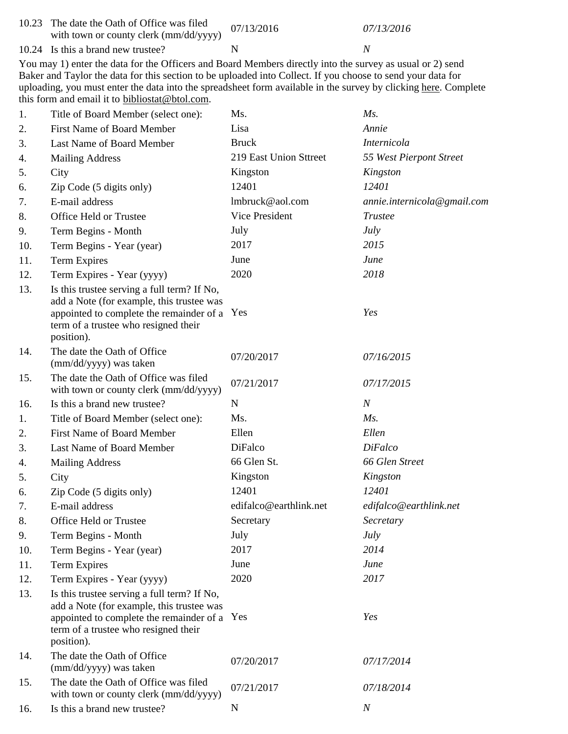| | | | |
|---|---|---|---|
| 10.23 | The date the Oath of Office was filed with town or county clerk (mm/dd/yyyy) | 07/13/2016 | *07/13/2016* |
| 10.24 | Is this a brand new trustee? | N | *N* |

You may 1) enter the data for the Officers and Board Members directly into the survey as usual or 2) send Baker and Taylor the data for this section to be uploaded into Collect. If you choose to send your data for uploading, you must enter the data into the spreadsheet form available in the survey by clicking here. Complete this form and email it to bibliostat@btol.com.

| | | | |
|---|---|---|---|
| 1. | Title of Board Member (select one): | Ms. | *Ms.* |
| 2. | First Name of Board Member | Lisa | *Annie* |
| 3. | Last Name of Board Member | Bruck | *Internicola* |
| 4. | Mailing Address | 219 East Union Sttreet | *55 West Pierpont Street* |
| 5. | City | Kingston | *Kingston* |
| 6. | Zip Code (5 digits only) | 12401 | *12401* |
| 7. | E-mail address | lmbruck@aol.com | *annie.internicola@gmail.com* |
| 8. | Office Held or Trustee | Vice President | *Trustee* |
| 9. | Term Begins - Month | July | *July* |
| 10. | Term Begins - Year (year) | 2017 | *2015* |
| 11. | Term Expires | June | *June* |
| 12. | Term Expires - Year (yyyy) | 2020 | *2018* |
| 13. | Is this trustee serving a full term? If No, add a Note (for example, this trustee was appointed to complete the remainder of a term of a trustee who resigned their position). | Yes | *Yes* |
| 14. | The date the Oath of Office (mm/dd/yyyy) was taken | 07/20/2017 | *07/16/2015* |
| 15. | The date the Oath of Office was filed with town or county clerk (mm/dd/yyyy) | 07/21/2017 | *07/17/2015* |
| 16. | Is this a brand new trustee? | N | *N* |
| 1. | Title of Board Member (select one): | Ms. | *Ms.* |
| 2. | First Name of Board Member | Ellen | *Ellen* |
| 3. | Last Name of Board Member | DiFalco | *DiFalco* |
| 4. | Mailing Address | 66 Glen St. | *66 Glen Street* |
| 5. | City | Kingston | *Kingston* |
| 6. | Zip Code (5 digits only) | 12401 | *12401* |
| 7. | E-mail address | edifalco@earthlink.net | *edifalco@earthlink.net* |
| 8. | Office Held or Trustee | Secretary | *Secretary* |
| 9. | Term Begins - Month | July | *July* |
| 10. | Term Begins - Year (year) | 2017 | *2014* |
| 11. | Term Expires | June | *June* |
| 12. | Term Expires - Year (yyyy) | 2020 | *2017* |
| 13. | Is this trustee serving a full term? If No, add a Note (for example, this trustee was appointed to complete the remainder of a term of a trustee who resigned their position). | Yes | *Yes* |
| 14. | The date the Oath of Office (mm/dd/yyyy) was taken | 07/20/2017 | *07/17/2014* |
| 15. | The date the Oath of Office was filed with town or county clerk (mm/dd/yyyy) | 07/21/2017 | *07/18/2014* |
| 16. | Is this a brand new trustee? | N | *N* |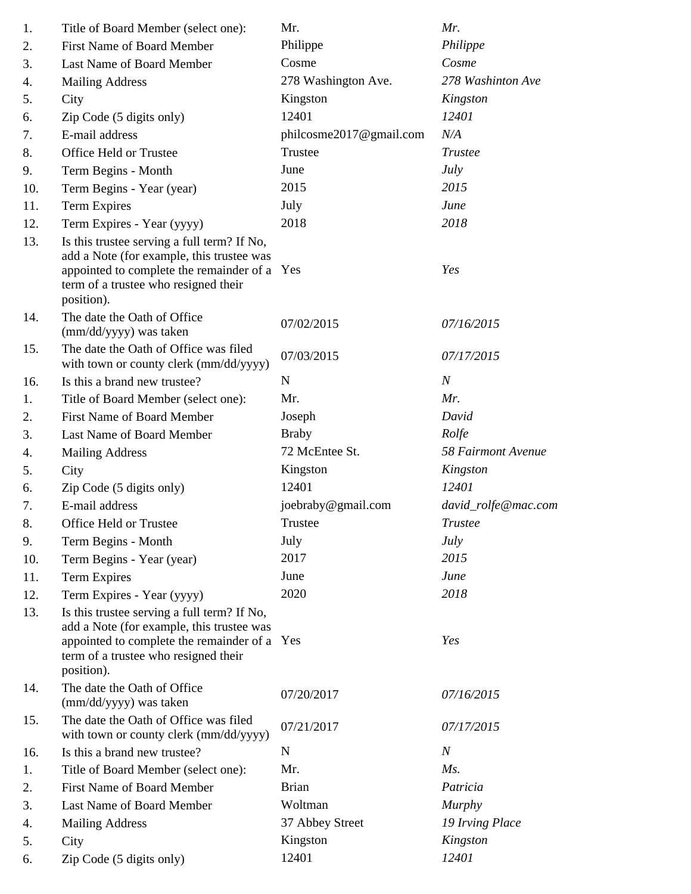| | | | |
|---|---|---|---|
| 1. | Title of Board Member (select one): | Mr. | *Mr.* |
| 2. | First Name of Board Member | Philippe | *Philippe* |
| 3. | Last Name of Board Member | Cosme | *Cosme* |
| 4. | Mailing Address | 278 Washington Ave. | *278 Washinton Ave* |
| 5. | City | Kingston | *Kingston* |
| 6. | Zip Code (5 digits only) | 12401 | *12401* |
| 7. | E-mail address | philcosme2017@gmail.com | *N/A* |
| 8. | Office Held or Trustee | Trustee | *Trustee* |
| 9. | Term Begins - Month | June | *July* |
| 10. | Term Begins - Year (year) | 2015 | *2015* |
| 11. | Term Expires | July | *June* |
| 12. | Term Expires - Year (yyyy) | 2018 | *2018* |
| 13. | Is this trustee serving a full term? If No, add a Note (for example, this trustee was appointed to complete the remainder of a term of a trustee who resigned their position). | Yes | *Yes* |
| 14. | The date the Oath of Office (mm/dd/yyyy) was taken | 07/02/2015 | *07/16/2015* |
| 15. | The date the Oath of Office was filed with town or county clerk (mm/dd/yyyy) | 07/03/2015 | *07/17/2015* |
| 16. | Is this a brand new trustee? | N | *N* |
| 1. | Title of Board Member (select one): | Mr. | *Mr.* |
| 2. | First Name of Board Member | Joseph | *David* |
| 3. | Last Name of Board Member | Braby | *Rolfe* |
| 4. | Mailing Address | 72 McEntee St. | *58 Fairmont Avenue* |
| 5. | City | Kingston | *Kingston* |
| 6. | Zip Code (5 digits only) | 12401 | *12401* |
| 7. | E-mail address | joebraby@gmail.com | *david_rolfe@mac.com* |
| 8. | Office Held or Trustee | Trustee | *Trustee* |
| 9. | Term Begins - Month | July | *July* |
| 10. | Term Begins - Year (year) | 2017 | *2015* |
| 11. | Term Expires | June | *June* |
| 12. | Term Expires - Year (yyyy) | 2020 | *2018* |
| 13. | Is this trustee serving a full term? If No, add a Note (for example, this trustee was appointed to complete the remainder of a term of a trustee who resigned their position). | Yes | *Yes* |
| 14. | The date the Oath of Office (mm/dd/yyyy) was taken | 07/20/2017 | *07/16/2015* |
| 15. | The date the Oath of Office was filed with town or county clerk (mm/dd/yyyy) | 07/21/2017 | *07/17/2015* |
| 16. | Is this a brand new trustee? | N | *N* |
| 1. | Title of Board Member (select one): | Mr. | *Ms.* |
| 2. | First Name of Board Member | Brian | *Patricia* |
| 3. | Last Name of Board Member | Woltman | *Murphy* |
| 4. | Mailing Address | 37 Abbey Street | *19 Irving Place* |
| 5. | City | Kingston | *Kingston* |
| 6. | Zip Code (5 digits only) | 12401 | *12401* |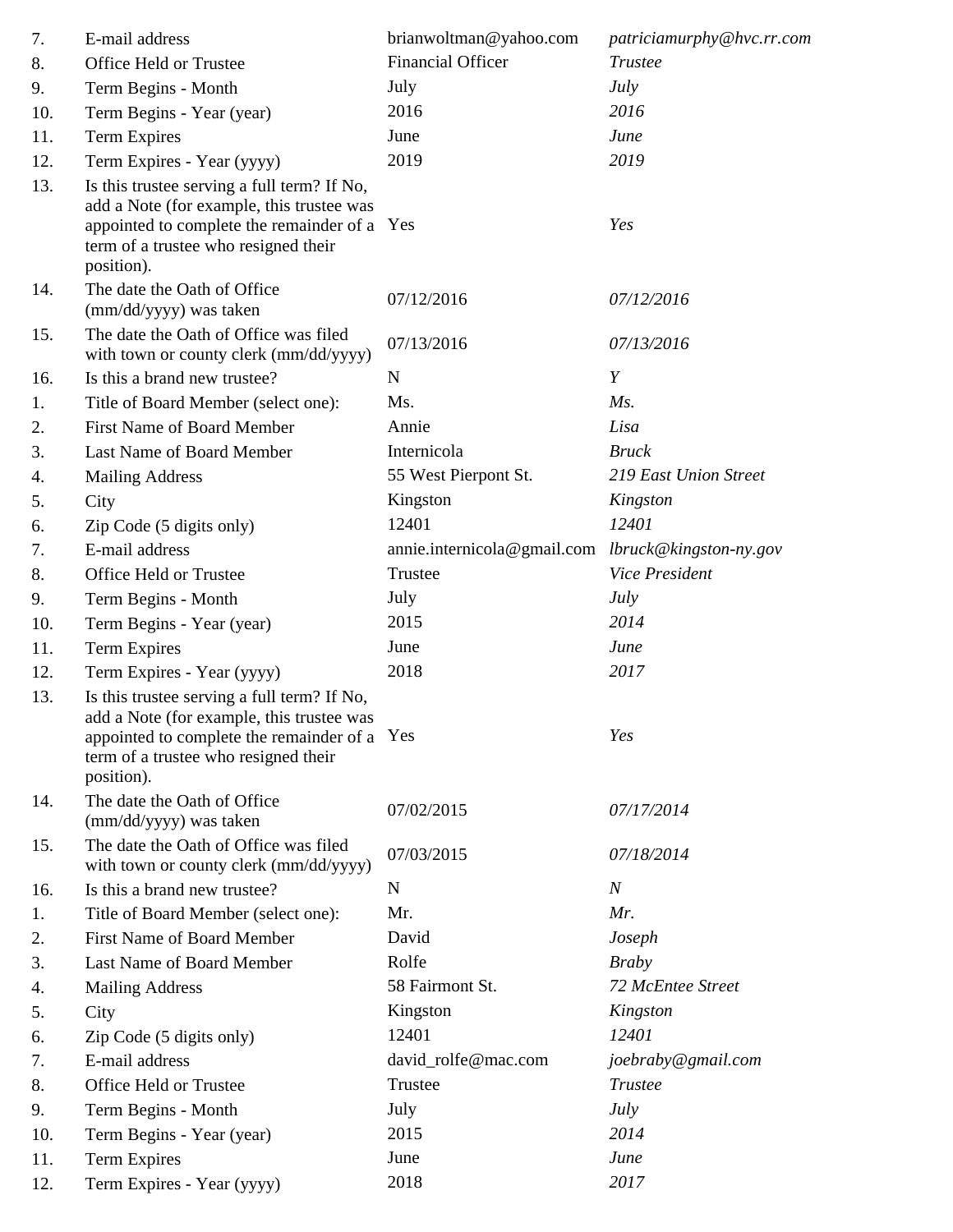| | | | |
|---|---|---|---|
| 7. | E-mail address | brianwoltman@yahoo.com | *patriciamurphy@hvc.rr.com* |
| 8. | Office Held or Trustee | Financial Officer | *Trustee* |
| 9. | Term Begins - Month | July | *July* |
| 10. | Term Begins - Year (year) | 2016 | *2016* |
| 11. | Term Expires | June | *June* |
| 12. | Term Expires - Year (yyyy) | 2019 | *2019* |
| 13. | Is this trustee serving a full term? If No, add a Note (for example, this trustee was appointed to complete the remainder of a term of a trustee who resigned their position). | Yes | *Yes* |
| 14. | The date the Oath of Office (mm/dd/yyyy) was taken | 07/12/2016 | *07/12/2016* |
| 15. | The date the Oath of Office was filed with town or county clerk (mm/dd/yyyy) | 07/13/2016 | *07/13/2016* |
| 16. | Is this a brand new trustee? | N | *Y* |
| 1. | Title of Board Member (select one): | Ms. | *Ms.* |
| 2. | First Name of Board Member | Annie | *Lisa* |
| 3. | Last Name of Board Member | Internicola | *Bruck* |
| 4. | Mailing Address | 55 West Pierpont St. | *219 East Union Street* |
| 5. | City | Kingston | *Kingston* |
| 6. | Zip Code (5 digits only) | 12401 | *12401* |
| 7. | E-mail address | annie.internicola@gmail.com | *lbruck@kingston-ny.gov* |
| 8. | Office Held or Trustee | Trustee | *Vice President* |
| 9. | Term Begins - Month | July | *July* |
| 10. | Term Begins - Year (year) | 2015 | *2014* |
| 11. | Term Expires | June | *June* |
| 12. | Term Expires - Year (yyyy) | 2018 | *2017* |
| 13. | Is this trustee serving a full term? If No, add a Note (for example, this trustee was appointed to complete the remainder of a term of a trustee who resigned their position). | Yes | *Yes* |
| 14. | The date the Oath of Office (mm/dd/yyyy) was taken | 07/02/2015 | *07/17/2014* |
| 15. | The date the Oath of Office was filed with town or county clerk (mm/dd/yyyy) | 07/03/2015 | *07/18/2014* |
| 16. | Is this a brand new trustee? | N | *N* |
| 1. | Title of Board Member (select one): | Mr. | *Mr.* |
| 2. | First Name of Board Member | David | *Joseph* |
| 3. | Last Name of Board Member | Rolfe | *Braby* |
| 4. | Mailing Address | 58 Fairmont St. | *72 McEntee Street* |
| 5. | City | Kingston | *Kingston* |
| 6. | Zip Code (5 digits only) | 12401 | *12401* |
| 7. | E-mail address | david_rolfe@mac.com | *joebraby@gmail.com* |
| 8. | Office Held or Trustee | Trustee | *Trustee* |
| 9. | Term Begins - Month | July | *July* |
| 10. | Term Begins - Year (year) | 2015 | *2014* |
| 11. | Term Expires | June | *June* |
| 12. | Term Expires - Year (yyyy) | 2018 | *2017* |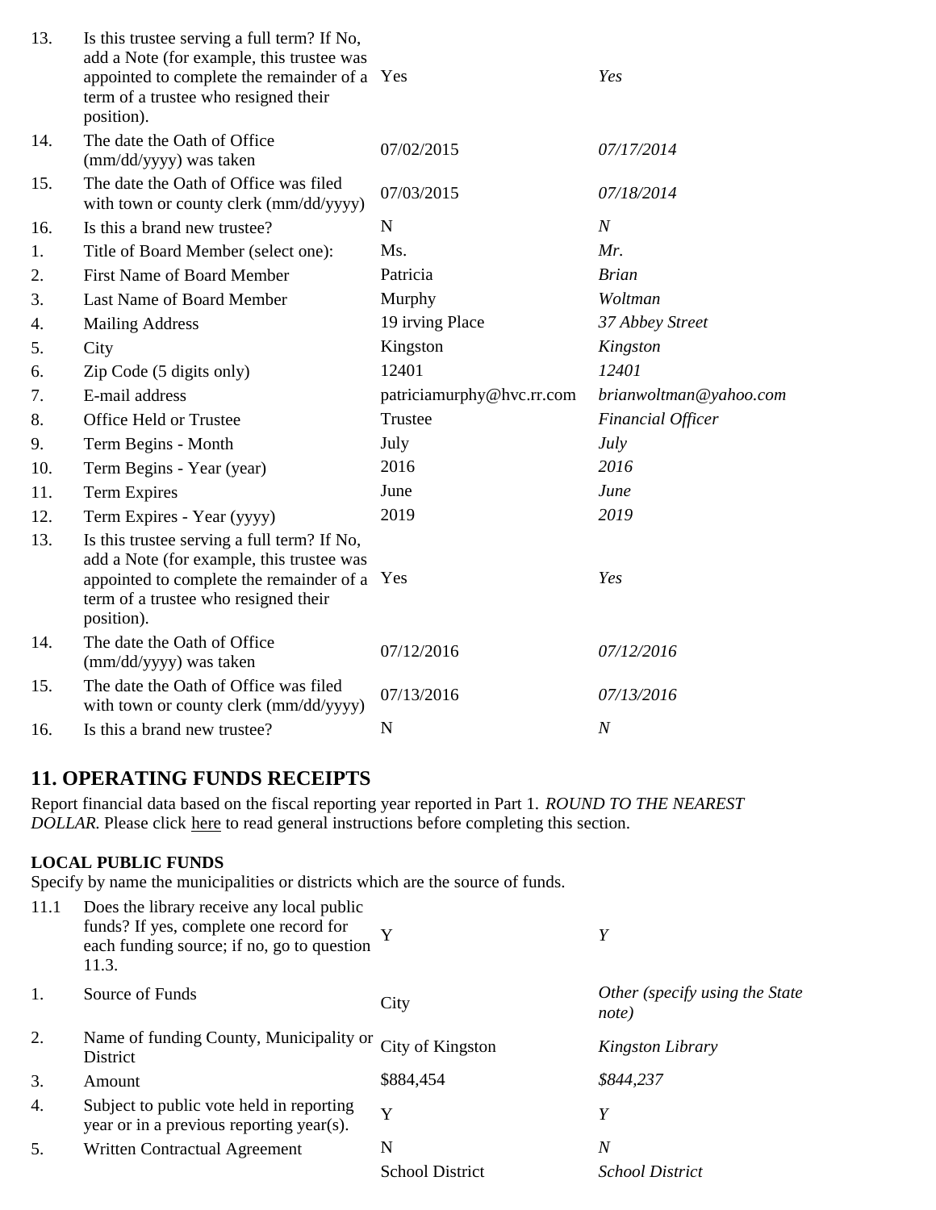| | | | |
|---|---|---|---|
| 13. | Is this trustee serving a full term? If No, add a Note (for example, this trustee was appointed to complete the remainder of a term of a trustee who resigned their position). | Yes | *Yes* |
| 14. | The date the Oath of Office (mm/dd/yyyy) was taken | 07/02/2015 | *07/17/2014* |
| 15. | The date the Oath of Office was filed with town or county clerk (mm/dd/yyyy) | 07/03/2015 | *07/18/2014* |
| 16. | Is this a brand new trustee? | N | *N* |
| 1. | Title of Board Member (select one): | Ms. | *Mr.* |
| 2. | First Name of Board Member | Patricia | *Brian* |
| 3. | Last Name of Board Member | Murphy | *Woltman* |
| 4. | Mailing Address | 19 irving Place | *37 Abbey Street* |
| 5. | City | Kingston | *Kingston* |
| 6. | Zip Code (5 digits only) | 12401 | *12401* |
| 7. | E-mail address | patriciamurphy@hvc.rr.com | *brianwoltman@yahoo.com* |
| 8. | Office Held or Trustee | Trustee | *Financial Officer* |
| 9. | Term Begins - Month | July | *July* |
| 10. | Term Begins - Year (year) | 2016 | *2016* |
| 11. | Term Expires | June | *June* |
| 12. | Term Expires - Year (yyyy) | 2019 | *2019* |
| 13. | Is this trustee serving a full term? If No, add a Note (for example, this trustee was appointed to complete the remainder of a term of a trustee who resigned their position). | Yes | *Yes* |
| 14. | The date the Oath of Office (mm/dd/yyyy) was taken | 07/12/2016 | *07/12/2016* |
| 15. | The date the Oath of Office was filed with town or county clerk (mm/dd/yyyy) | 07/13/2016 | *07/13/2016* |
| 16. | Is this a brand new trustee? | N | *N* |

## 11. OPERATING FUNDS RECEIPTS

Report financial data based on the fiscal reporting year reported in Part 1. *ROUND TO THE NEAREST DOLLAR.* Please click here to read general instructions before completing this section.

**LOCAL PUBLIC FUNDS**

Specify by name the municipalities or districts which are the source of funds.

| | | | |
|---|---|---|---|
| 11.1 | Does the library receive any local public funds? If yes, complete one record for each funding source; if no, go to question 11.3. | Y | *Y* |
| 1. | Source of Funds | City | *Other (specify using the State note)* |
| 2. | Name of funding County, Municipality or District | City of Kingston | *Kingston Library* |
| 3. | Amount | $884,454 | *$844,237* |
| 4. | Subject to public vote held in reporting year or in a previous reporting year(s). | Y | *Y* |
| 5. | Written Contractual Agreement | N | *N* |
| | | School District | *School District* |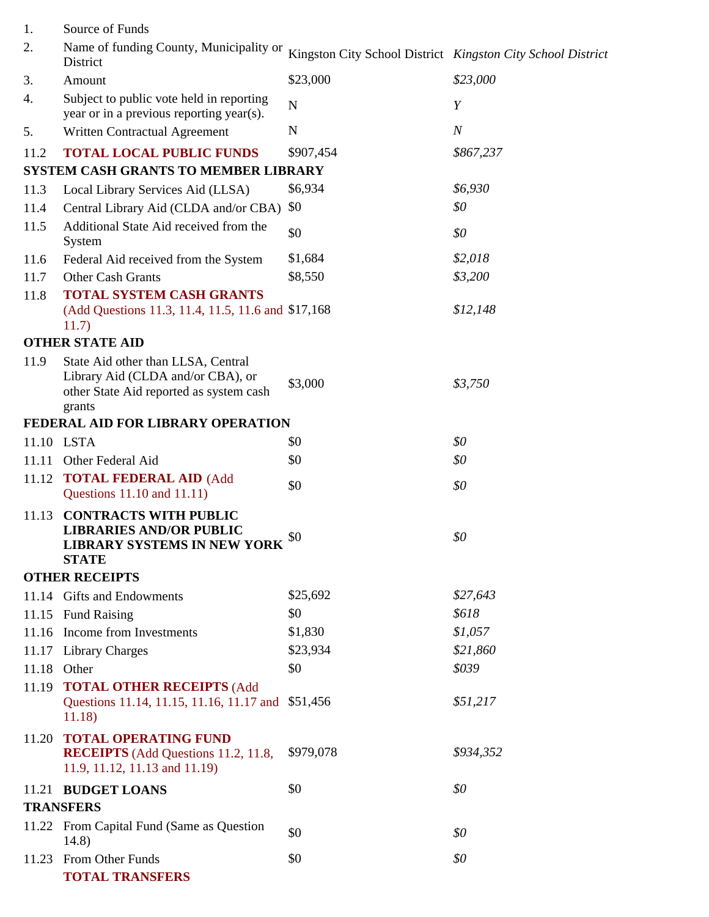| | | | |
|---|---|---|---|
| 1. | Source of Funds | | |
| 2. | Name of funding County, Municipality or District | Kingston City School District | *Kingston City School District* |
| 3. | Amount | $23,000 | *$23,000* |
| 4. | Subject to public vote held in reporting year or in a previous reporting year(s). | N | *Y* |
| 5. | Written Contractual Agreement | N | *N* |
| 11.2 | **TOTAL LOCAL PUBLIC FUNDS** | $907,454 | *$867,237* |
| **SYSTEM CASH GRANTS TO MEMBER LIBRARY** | | | |
| 11.3 | Local Library Services Aid (LLSA) | $6,934 | *$6,930* |
| 11.4 | Central Library Aid (CLDA and/or CBA) | $0 | *$0* |
| 11.5 | Additional State Aid received from the System | $0 | *$0* |
| 11.6 | Federal Aid received from the System | $1,684 | *$2,018* |
| 11.7 | Other Cash Grants | $8,550 | *$3,200* |
| 11.8 | **TOTAL SYSTEM CASH GRANTS** (Add Questions 11.3, 11.4, 11.5, 11.6 and 11.7) | $17,168 | *$12,148* |
| **OTHER STATE AID** | | | |
| 11.9 | State Aid other than LLSA, Central Library Aid (CLDA and/or CBA), or other State Aid reported as system cash grants | $3,000 | *$3,750* |
| **FEDERAL AID FOR LIBRARY OPERATION** | | | |
| 11.10 | LSTA | $0 | *$0* |
| 11.11 | Other Federal Aid | $0 | *$0* |
| 11.12 | **TOTAL FEDERAL AID** (Add Questions 11.10 and 11.11) | $0 | *$0* |
| 11.13 | **CONTRACTS WITH PUBLIC LIBRARIES AND/OR PUBLIC LIBRARY SYSTEMS IN NEW YORK STATE** | $0 | *$0* |
| **OTHER RECEIPTS** | | | |
| 11.14 | Gifts and Endowments | $25,692 | *$27,643* |
| 11.15 | Fund Raising | $0 | *$618* |
| 11.16 | Income from Investments | $1,830 | *$1,057* |
| 11.17 | Library Charges | $23,934 | *$21,860* |
| 11.18 | Other | $0 | *$039* |
| 11.19 | **TOTAL OTHER RECEIPTS** (Add Questions 11.14, 11.15, 11.16, 11.17 and 11.18) | $51,456 | *$51,217* |
| 11.20 | **TOTAL OPERATING FUND RECEIPTS** (Add Questions 11.2, 11.8, 11.9, 11.12, 11.13 and 11.19) | $979,078 | *$934,352* |
| 11.21 | **BUDGET LOANS** | $0 | *$0* |
| **TRANSFERS** | | | |
| 11.22 | From Capital Fund (Same as Question 14.8) | $0 | *$0* |
| 11.23 | From Other Funds | $0 | *$0* |
| | **TOTAL TRANSFERS** | | |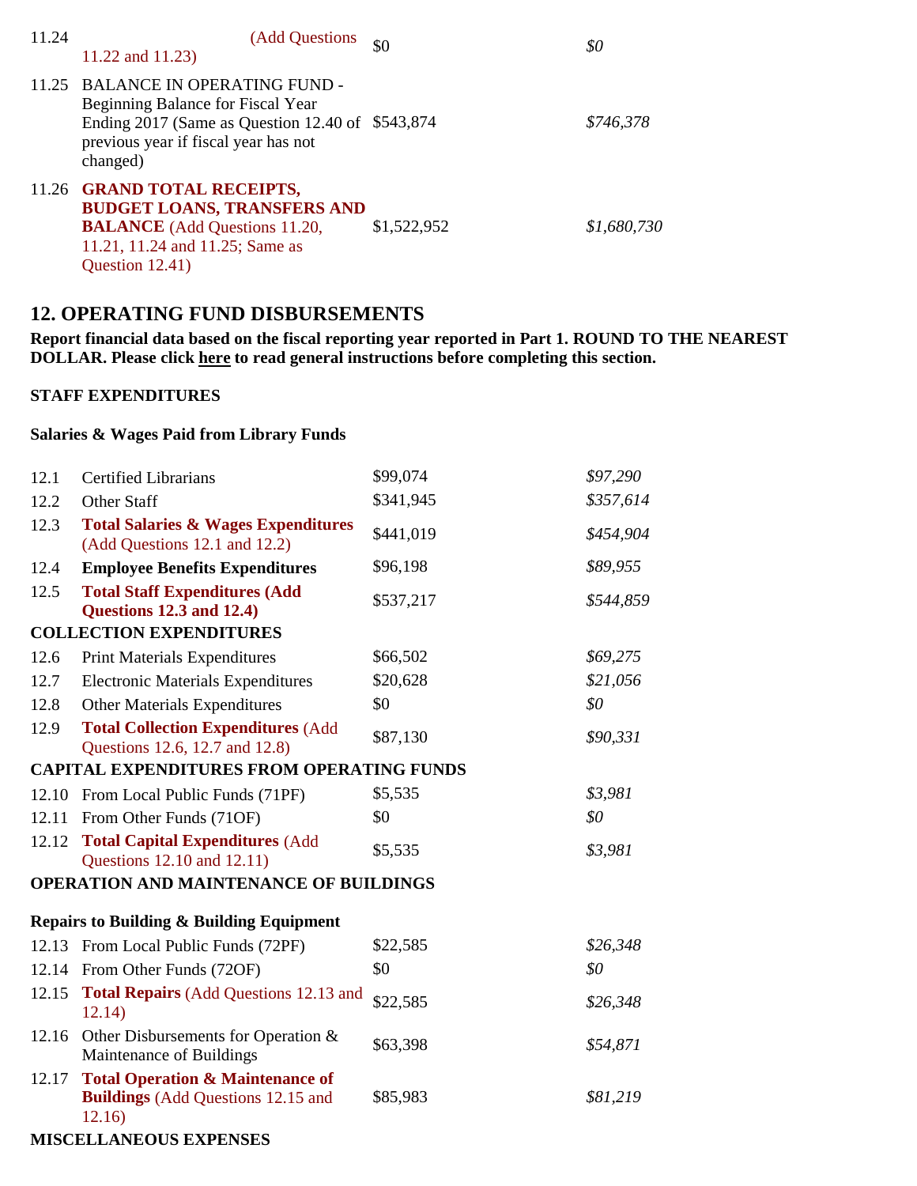| | | | |
|---|---|---|---|
| 11.24 | (Add Questions 11.22 and 11.23) | $0 | *$0* |
| 11.25 | BALANCE IN OPERATING FUND - Beginning Balance for Fiscal Year Ending 2017 (Same as Question 12.40 of previous year if fiscal year has not changed) | $543,874 | *$746,378* |
| 11.26 | **GRAND TOTAL RECEIPTS, BUDGET LOANS, TRANSFERS AND BALANCE** (Add Questions 11.20, 11.21, 11.24 and 11.25; Same as Question 12.41) | $1,522,952 | *$1,680,730* |

## 12. OPERATING FUND DISBURSEMENTS

**Report financial data based on the fiscal reporting year reported in Part 1. ROUND TO THE NEAREST DOLLAR. Please click here to read general instructions before completing this section.**

**STAFF EXPENDITURES**

**Salaries & Wages Paid from Library Funds**

| | | | |
|---|---|---|---|
| 12.1 | Certified Librarians | $99,074 | *$97,290* |
| 12.2 | Other Staff | $341,945 | *$357,614* |
| 12.3 | **Total Salaries & Wages Expenditures** (Add Questions 12.1 and 12.2) | $441,019 | *$454,904* |
| 12.4 | **Employee Benefits Expenditures** | $96,198 | *$89,955* |
| 12.5 | **Total Staff Expenditures (Add Questions 12.3 and 12.4)** | $537,217 | *$544,859* |
| **COLLECTION EXPENDITURES** | | | |
| 12.6 | Print Materials Expenditures | $66,502 | *$69,275* |
| 12.7 | Electronic Materials Expenditures | $20,628 | *$21,056* |
| 12.8 | Other Materials Expenditures | $0 | *$0* |
| 12.9 | **Total Collection Expenditures** (Add Questions 12.6, 12.7 and 12.8) | $87,130 | *$90,331* |
| **CAPITAL EXPENDITURES FROM OPERATING FUNDS** | | | |
| 12.10 | From Local Public Funds (71PF) | $5,535 | *$3,981* |
| 12.11 | From Other Funds (71OF) | $0 | *$0* |
| 12.12 | **Total Capital Expenditures** (Add Questions 12.10 and 12.11) | $5,535 | *$3,981* |
| **OPERATION AND MAINTENANCE OF BUILDINGS** | | | |
| **Repairs to Building & Building Equipment** | | | |
| 12.13 | From Local Public Funds (72PF) | $22,585 | *$26,348* |
| 12.14 | From Other Funds (72OF) | $0 | *$0* |
| 12.15 | **Total Repairs** (Add Questions 12.13 and 12.14) | $22,585 | *$26,348* |
| 12.16 | Other Disbursements for Operation & Maintenance of Buildings | $63,398 | *$54,871* |
| 12.17 | **Total Operation & Maintenance of Buildings** (Add Questions 12.15 and 12.16) | $85,983 | *$81,219* |

**MISCELLANEOUS EXPENSES**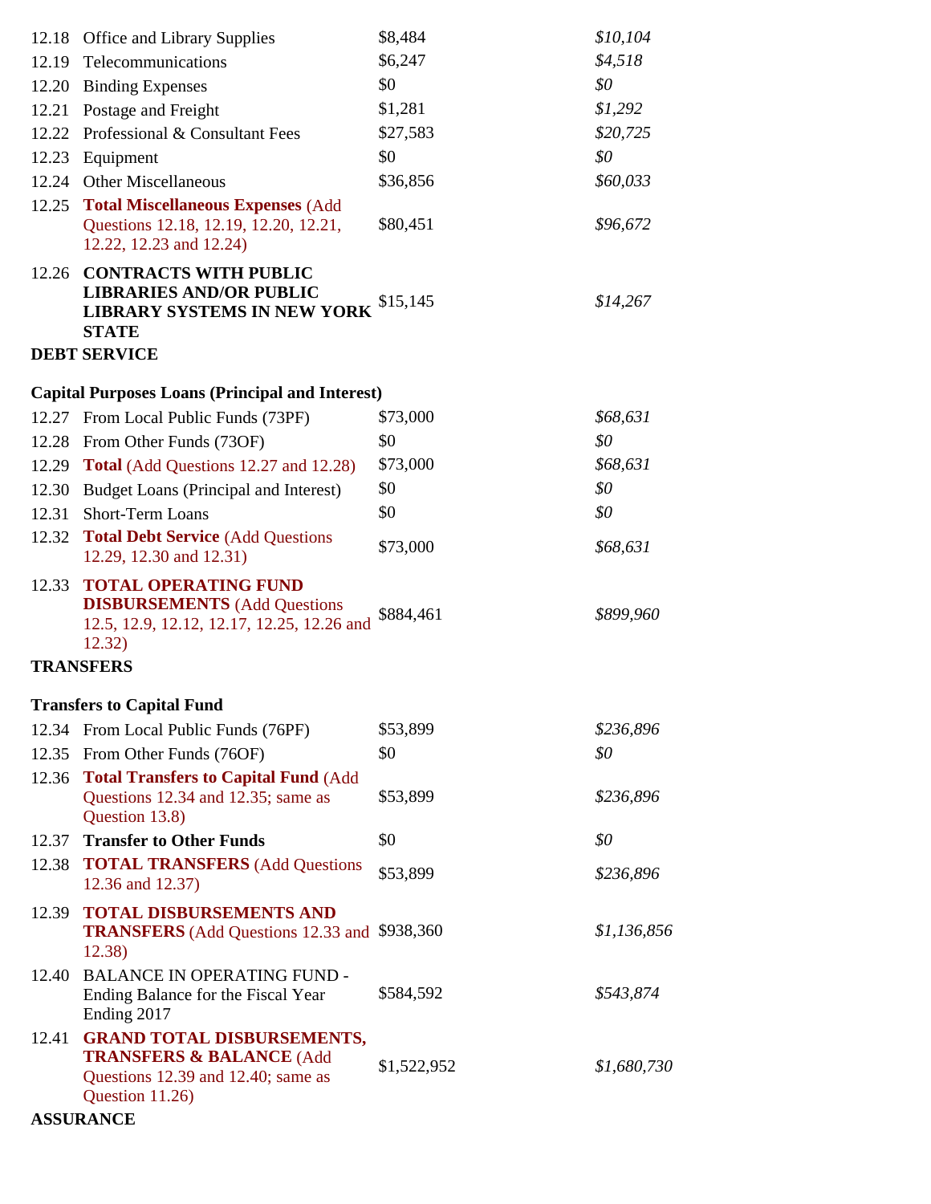| | | | |
|---|---|---|---|
| 12.18 | Office and Library Supplies | $8,484 | *$10,104* |
| 12.19 | Telecommunications | $6,247 | *$4,518* |
| 12.20 | Binding Expenses | $0 | *$0* |
| 12.21 | Postage and Freight | $1,281 | *$1,292* |
| 12.22 | Professional & Consultant Fees | $27,583 | *$20,725* |
| 12.23 | Equipment | $0 | *$0* |
| 12.24 | Other Miscellaneous | $36,856 | *$60,033* |
| 12.25 | **Total Miscellaneous Expenses** (Add Questions 12.18, 12.19, 12.20, 12.21, 12.22, 12.23 and 12.24) | $80,451 | *$96,672* |
| 12.26 | **CONTRACTS WITH PUBLIC LIBRARIES AND/OR PUBLIC LIBRARY SYSTEMS IN NEW YORK STATE** | $15,145 | *$14,267* |

**DEBT SERVICE**

**Capital Purposes Loans (Principal and Interest)**

| | | | |
|---|---|---|---|
| 12.27 | From Local Public Funds (73PF) | $73,000 | *$68,631* |
| 12.28 | From Other Funds (73OF) | $0 | *$0* |
| 12.29 | **Total** (Add Questions 12.27 and 12.28) | $73,000 | *$68,631* |
| 12.30 | Budget Loans (Principal and Interest) | $0 | *$0* |
| 12.31 | Short-Term Loans | $0 | *$0* |
| 12.32 | **Total Debt Service** (Add Questions 12.29, 12.30 and 12.31) | $73,000 | *$68,631* |
| 12.33 | **TOTAL OPERATING FUND DISBURSEMENTS** (Add Questions 12.5, 12.9, 12.12, 12.17, 12.25, 12.26 and 12.32) | $884,461 | *$899,960* |

**TRANSFERS**

**Transfers to Capital Fund**

| | | | |
|---|---|---|---|
| 12.34 | From Local Public Funds (76PF) | $53,899 | *$236,896* |
| 12.35 | From Other Funds (76OF) | $0 | *$0* |
| 12.36 | **Total Transfers to Capital Fund** (Add Questions 12.34 and 12.35; same as Question 13.8) | $53,899 | *$236,896* |
| 12.37 | **Transfer to Other Funds** | $0 | *$0* |
| 12.38 | **TOTAL TRANSFERS** (Add Questions 12.36 and 12.37) | $53,899 | *$236,896* |
| 12.39 | **TOTAL DISBURSEMENTS AND TRANSFERS** (Add Questions 12.33 and 12.38) | $938,360 | *$1,136,856* |
| 12.40 | BALANCE IN OPERATING FUND - Ending Balance for the Fiscal Year Ending 2017 | $584,592 | *$543,874* |
| 12.41 | **GRAND TOTAL DISBURSEMENTS, TRANSFERS & BALANCE** (Add Questions 12.39 and 12.40; same as Question 11.26) | $1,522,952 | *$1,680,730* |

**ASSURANCE**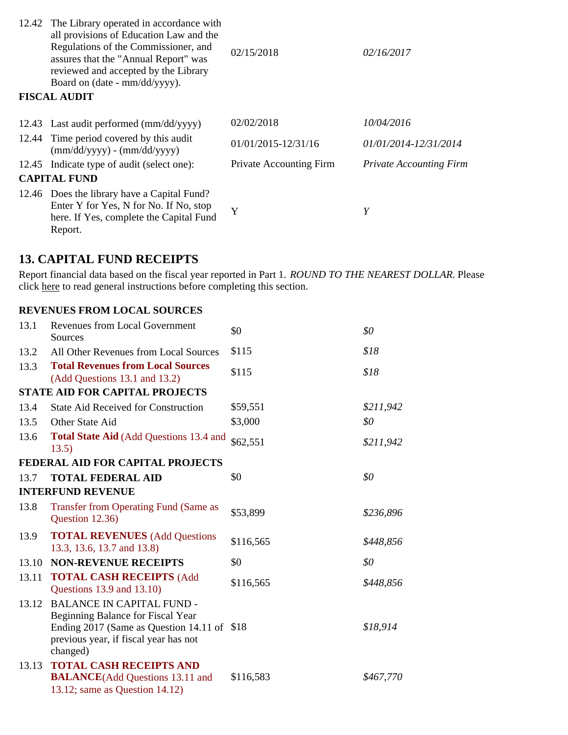| | | | |
|---|---|---|---|
| 12.42 | The Library operated in accordance with all provisions of Education Law and the Regulations of the Commissioner, and assures that the "Annual Report" was reviewed and accepted by the Library Board on (date - mm/dd/yyyy). | 02/15/2018 | *02/16/2017* |
| **FISCAL AUDIT** | | | |
| 12.43 | Last audit performed (mm/dd/yyyy) | 02/02/2018 | *10/04/2016* |
| 12.44 | Time period covered by this audit (mm/dd/yyyy) - (mm/dd/yyyy) | 01/01/2015-12/31/16 | *01/01/2014-12/31/2014* |
| 12.45 | Indicate type of audit (select one): | Private Accounting Firm | *Private Accounting Firm* |
| **CAPITAL FUND** | | | |
| 12.46 | Does the library have a Capital Fund? Enter Y for Yes, N for No. If No, stop here. If Yes, complete the Capital Fund Report. | Y | *Y* |

## 13. CAPITAL FUND RECEIPTS

Report financial data based on the fiscal year reported in Part 1. *ROUND TO THE NEAREST DOLLAR.* Please click here to read general instructions before completing this section.

| | | | |
|---|---|---|---|
| **REVENUES FROM LOCAL SOURCES** | | | |
| 13.1 | Revenues from Local Government Sources | $0 | *$0* |
| 13.2 | All Other Revenues from Local Sources | $115 | *$18* |
| 13.3 | **Total Revenues from Local Sources** (Add Questions 13.1 and 13.2) | $115 | *$18* |
| **STATE AID FOR CAPITAL PROJECTS** | | | |
| 13.4 | State Aid Received for Construction | $59,551 | *$211,942* |
| 13.5 | Other State Aid | $3,000 | *$0* |
| 13.6 | **Total State Aid** (Add Questions 13.4 and 13.5) | $62,551 | *$211,942* |
| **FEDERAL AID FOR CAPITAL PROJECTS** | | | |
| 13.7 | **TOTAL FEDERAL AID** | $0 | *$0* |
| **INTERFUND REVENUE** | | | |
| 13.8 | Transfer from Operating Fund (Same as Question 12.36) | $53,899 | *$236,896* |
| 13.9 | **TOTAL REVENUES** (Add Questions 13.3, 13.6, 13.7 and 13.8) | $116,565 | *$448,856* |
| 13.10 | **NON-REVENUE RECEIPTS** | $0 | *$0* |
| 13.11 | **TOTAL CASH RECEIPTS** (Add Questions 13.9 and 13.10) | $116,565 | *$448,856* |
| 13.12 | BALANCE IN CAPITAL FUND - Beginning Balance for Fiscal Year Ending 2017 (Same as Question 14.11 of previous year, if fiscal year has not changed) | $18 | *$18,914* |
| 13.13 | **TOTAL CASH RECEIPTS AND BALANCE**(Add Questions 13.11 and 13.12; same as Question 14.12) | $116,583 | *$467,770* |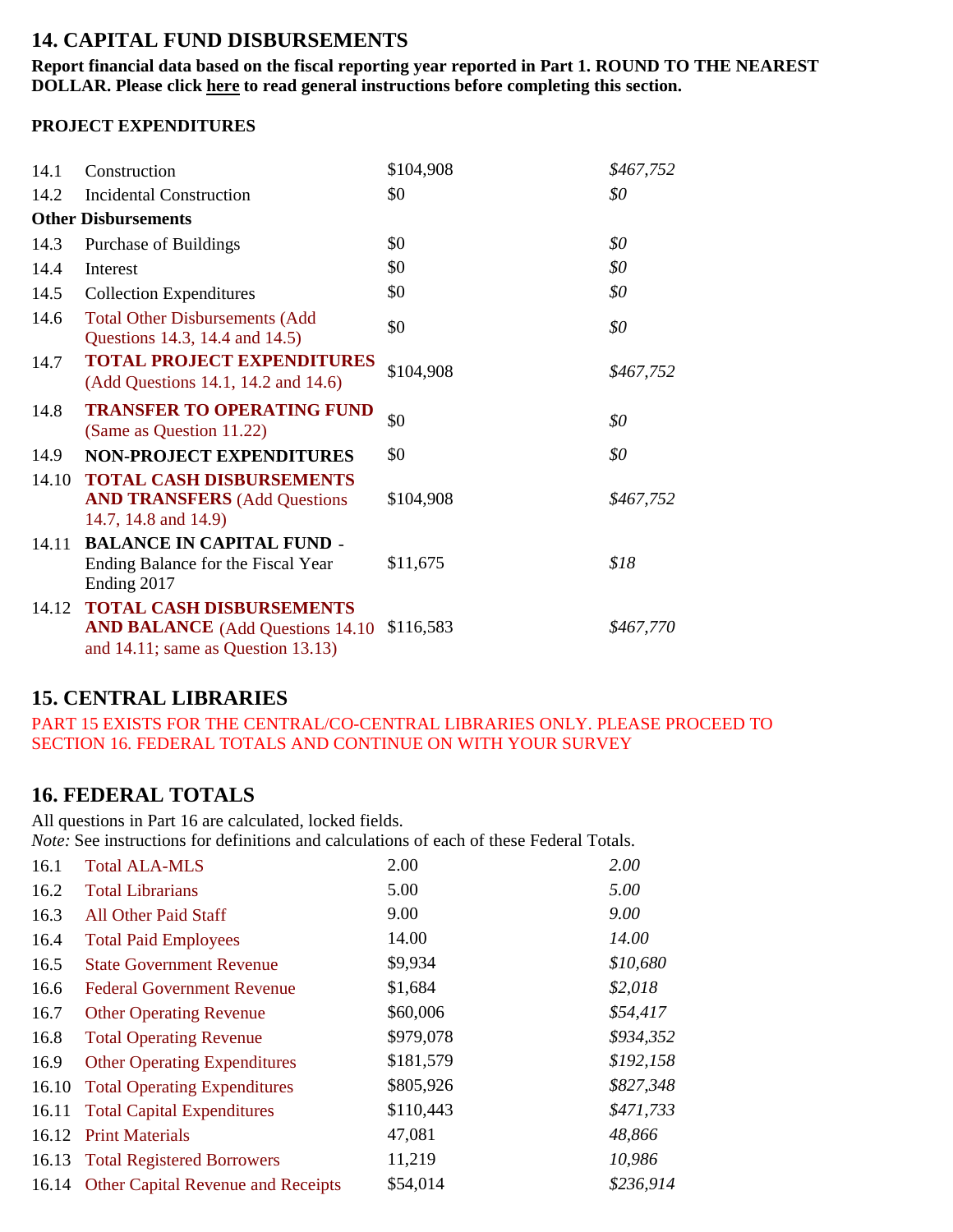## 14. CAPITAL FUND DISBURSEMENTS

**Report financial data based on the fiscal reporting year reported in Part 1. ROUND TO THE NEAREST DOLLAR. Please click here to read general instructions before completing this section.**

### PROJECT EXPENDITURES

| | | | |
|---|---|---|---|
| 14.1 | Construction | $104,908 | *$467,752* |
| 14.2 | Incidental Construction | $0 | *$0* |
| **Other Disbursements** | | | |
| 14.3 | Purchase of Buildings | $0 | *$0* |
| 14.4 | Interest | $0 | *$0* |
| 14.5 | Collection Expenditures | $0 | *$0* |
| 14.6 | Total Other Disbursements (Add Questions 14.3, 14.4 and 14.5) | $0 | *$0* |
| 14.7 | **TOTAL PROJECT EXPENDITURES** (Add Questions 14.1, 14.2 and 14.6) | $104,908 | *$467,752* |
| 14.8 | **TRANSFER TO OPERATING FUND** (Same as Question 11.22) | $0 | *$0* |
| 14.9 | **NON-PROJECT EXPENDITURES** | $0 | *$0* |
| 14.10 | **TOTAL CASH DISBURSEMENTS AND TRANSFERS** (Add Questions 14.7, 14.8 and 14.9) | $104,908 | *$467,752* |
| 14.11 | **BALANCE IN CAPITAL FUND** - Ending Balance for the Fiscal Year Ending 2017 | $11,675 | *$18* |
| 14.12 | **TOTAL CASH DISBURSEMENTS AND BALANCE** (Add Questions 14.10 and 14.11; same as Question 13.13) | $116,583 | *$467,770* |

## 15. CENTRAL LIBRARIES

PART 15 EXISTS FOR THE CENTRAL/CO-CENTRAL LIBRARIES ONLY. PLEASE PROCEED TO SECTION 16. FEDERAL TOTALS AND CONTINUE ON WITH YOUR SURVEY

## 16. FEDERAL TOTALS

All questions in Part 16 are calculated, locked fields.
*Note:* See instructions for definitions and calculations of each of these Federal Totals.

| | | | |
|---|---|---|---|
| 16.1 | Total ALA-MLS | 2.00 | *2.00* |
| 16.2 | Total Librarians | 5.00 | *5.00* |
| 16.3 | All Other Paid Staff | 9.00 | *9.00* |
| 16.4 | Total Paid Employees | 14.00 | *14.00* |
| 16.5 | State Government Revenue | $9,934 | *$10,680* |
| 16.6 | Federal Government Revenue | $1,684 | *$2,018* |
| 16.7 | Other Operating Revenue | $60,006 | *$54,417* |
| 16.8 | Total Operating Revenue | $979,078 | *$934,352* |
| 16.9 | Other Operating Expenditures | $181,579 | *$192,158* |
| 16.10 | Total Operating Expenditures | $805,926 | *$827,348* |
| 16.11 | Total Capital Expenditures | $110,443 | *$471,733* |
| 16.12 | Print Materials | 47,081 | *48,866* |
| 16.13 | Total Registered Borrowers | 11,219 | *10,986* |
| 16.14 | Other Capital Revenue and Receipts | $54,014 | *$236,914* |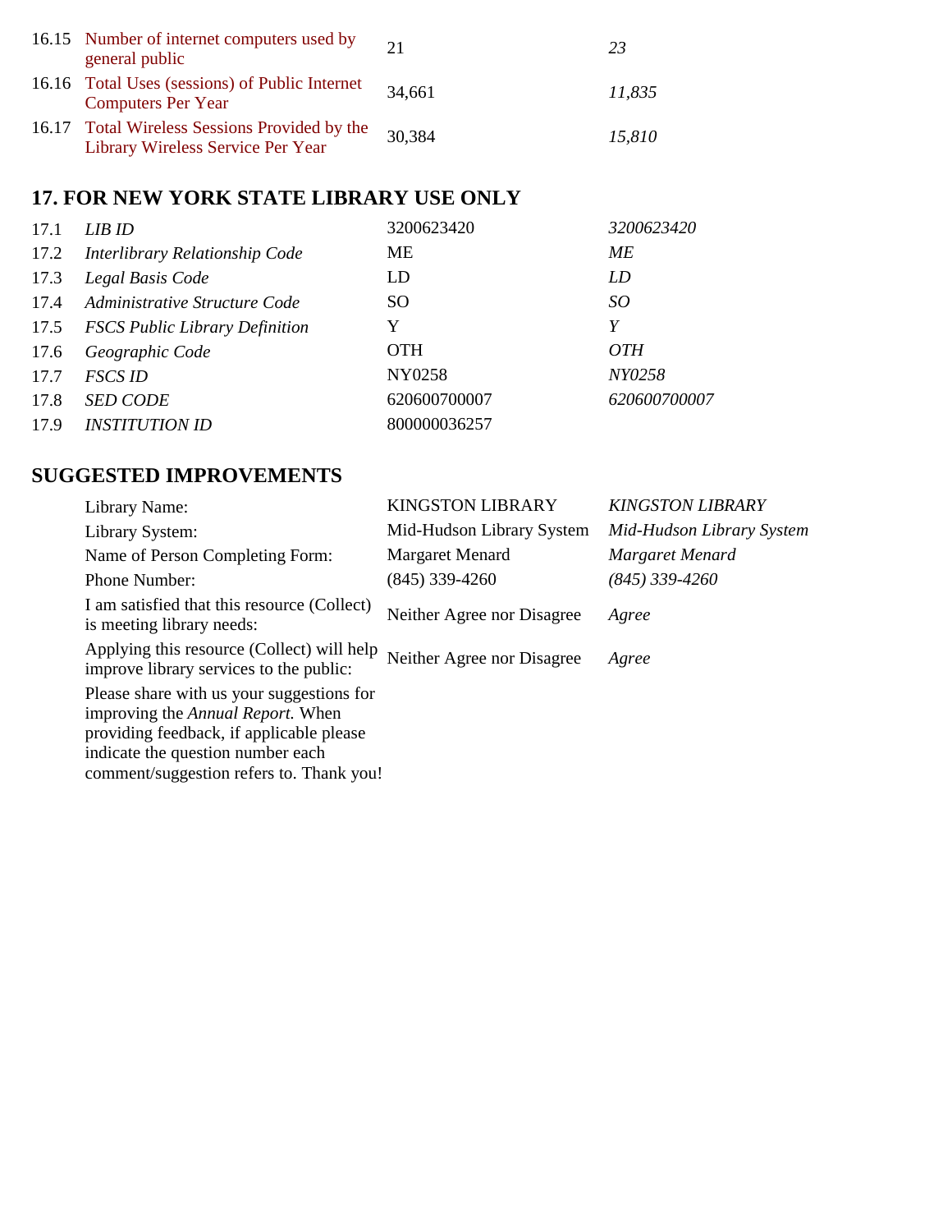| | | | |
|---|---|---|---|
| 16.15 | Number of internet computers used by general public | 21 | *23* |
| 16.16 | Total Uses (sessions) of Public Internet Computers Per Year | 34,661 | *11,835* |
| 16.17 | Total Wireless Sessions Provided by the Library Wireless Service Per Year | 30,384 | *15,810* |

## 17. FOR NEW YORK STATE LIBRARY USE ONLY

| | | | |
|---|---|---|---|
| 17.1 | *LIB ID* | 3200623420 | *3200623420* |
| 17.2 | *Interlibrary Relationship Code* | ME | *ME* |
| 17.3 | *Legal Basis Code* | LD | *LD* |
| 17.4 | *Administrative Structure Code* | SO | *SO* |
| 17.5 | *FSCS Public Library Definition* | Y | *Y* |
| 17.6 | *Geographic Code* | OTH | *OTH* |
| 17.7 | *FSCS ID* | NY0258 | *NY0258* |
| 17.8 | *SED CODE* | 620600700007 | *620600700007* |
| 17.9 | *INSTITUTION ID* | 800000036257 | |

## SUGGESTED IMPROVEMENTS

| | | |
|---|---|---|
| Library Name: | KINGSTON LIBRARY | *KINGSTON LIBRARY* |
| Library System: | Mid-Hudson Library System | *Mid-Hudson Library System* |
| Name of Person Completing Form: | Margaret Menard | *Margaret Menard* |
| Phone Number: | (845) 339-4260 | *(845) 339-4260* |
| I am satisfied that this resource (Collect) is meeting library needs: | Neither Agree nor Disagree | *Agree* |
| Applying this resource (Collect) will help improve library services to the public: | Neither Agree nor Disagree | *Agree* |
| Please share with us your suggestions for improving the *Annual Report.* When providing feedback, if applicable please indicate the question number each comment/suggestion refers to. Thank you! | | |